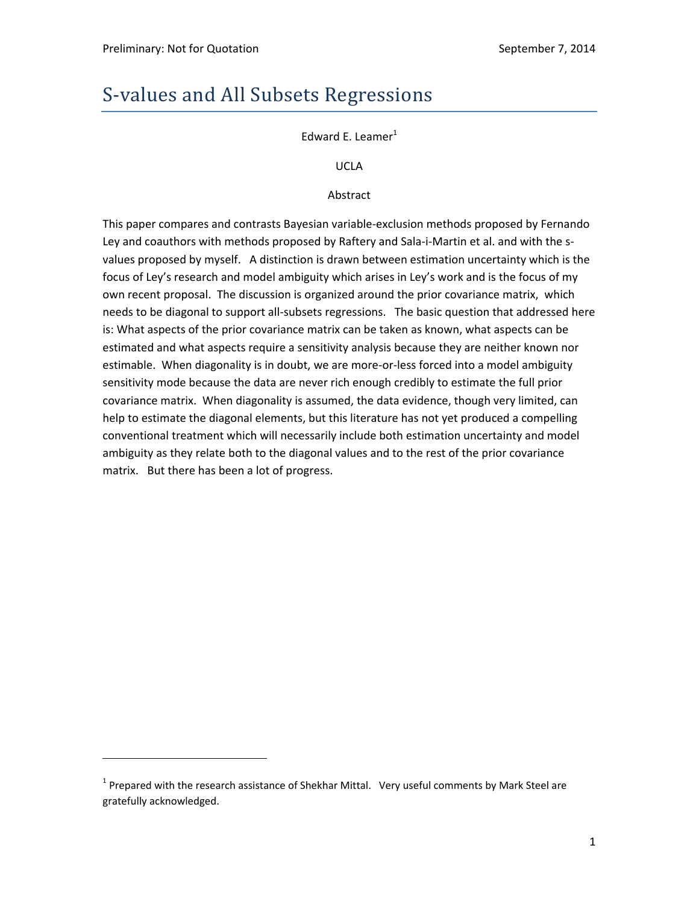# S-values and All Subsets Regressions

Edward E. Leamer[1]

UCLA

Abstract

This paper compares and contrasts Bayesian variable-exclusion methods proposed by Fernando Ley and coauthors with methods proposed by Raftery and Sala-i-Martin et al. and with the s-values proposed by myself. A distinction is drawn between estimation uncertainty which is the focus of Ley's research and model ambiguity which arises in Ley's work and is the focus of my own recent proposal. The discussion is organized around the prior covariance matrix, which needs to be diagonal to support all-subsets regressions. The basic question that addressed here is: What aspects of the prior covariance matrix can be taken as known, what aspects can be estimated and what aspects require a sensitivity analysis because they are neither known nor estimable. When diagonality is in doubt, we are more-or-less forced into a model ambiguity sensitivity mode because the data are never rich enough credibly to estimate the full prior covariance matrix. When diagonality is assumed, the data evidence, though very limited, can help to estimate the diagonal elements, but this literature has not yet produced a compelling conventional treatment which will necessarily include both estimation uncertainty and model ambiguity as they relate both to the diagonal values and to the rest of the prior covariance matrix. But there has been a lot of progress.

[1] Prepared with the research assistance of Shekhar Mittal. Very useful comments by Mark Steel are gratefully acknowledged.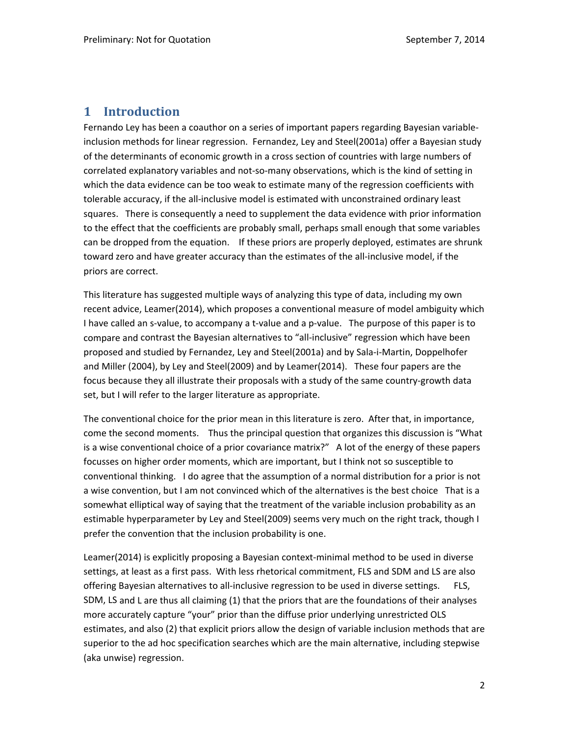# 1 Introduction

Fernando Ley has been a coauthor on a series of important papers regarding Bayesian variable-inclusion methods for linear regression. Fernandez, Ley and Steel(2001a) offer a Bayesian study of the determinants of economic growth in a cross section of countries with large numbers of correlated explanatory variables and not-so-many observations, which is the kind of setting in which the data evidence can be too weak to estimate many of the regression coefficients with tolerable accuracy, if the all-inclusive model is estimated with unconstrained ordinary least squares. There is consequently a need to supplement the data evidence with prior information to the effect that the coefficients are probably small, perhaps small enough that some variables can be dropped from the equation. If these priors are properly deployed, estimates are shrunk toward zero and have greater accuracy than the estimates of the all-inclusive model, if the priors are correct.

This literature has suggested multiple ways of analyzing this type of data, including my own recent advice, Leamer(2014), which proposes a conventional measure of model ambiguity which I have called an s-value, to accompany a t-value and a p-value. The purpose of this paper is to compare and contrast the Bayesian alternatives to "all-inclusive" regression which have been proposed and studied by Fernandez, Ley and Steel(2001a) and by Sala-i-Martin, Doppelhofer and Miller (2004), by Ley and Steel(2009) and by Leamer(2014). These four papers are the focus because they all illustrate their proposals with a study of the same country-growth data set, but I will refer to the larger literature as appropriate.

The conventional choice for the prior mean in this literature is zero. After that, in importance, come the second moments. Thus the principal question that organizes this discussion is "What is a wise conventional choice of a prior covariance matrix?" A lot of the energy of these papers focusses on higher order moments, which are important, but I think not so susceptible to conventional thinking. I do agree that the assumption of a normal distribution for a prior is not a wise convention, but I am not convinced which of the alternatives is the best choice That is a somewhat elliptical way of saying that the treatment of the variable inclusion probability as an estimable hyperparameter by Ley and Steel(2009) seems very much on the right track, though I prefer the convention that the inclusion probability is one.

Leamer(2014) is explicitly proposing a Bayesian context-minimal method to be used in diverse settings, at least as a first pass. With less rhetorical commitment, FLS and SDM and LS are also offering Bayesian alternatives to all-inclusive regression to be used in diverse settings. FLS, SDM, LS and L are thus all claiming (1) that the priors that are the foundations of their analyses more accurately capture "your" prior than the diffuse prior underlying unrestricted OLS estimates, and also (2) that explicit priors allow the design of variable inclusion methods that are superior to the ad hoc specification searches which are the main alternative, including stepwise (aka unwise) regression.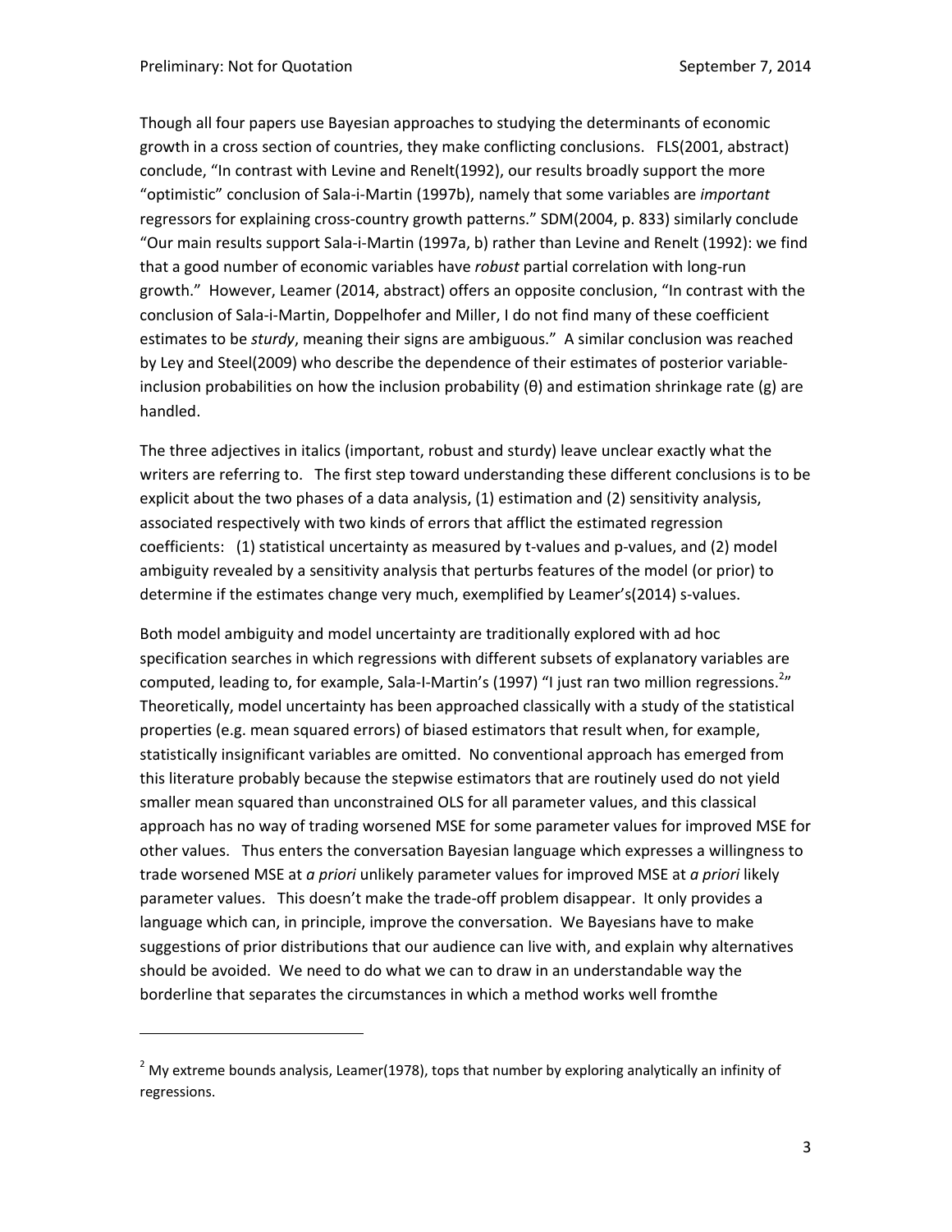Though all four papers use Bayesian approaches to studying the determinants of economic growth in a cross section of countries, they make conflicting conclusions. FLS(2001, abstract) conclude, "In contrast with Levine and Renelt(1992), our results broadly support the more "optimistic" conclusion of Sala-i-Martin (1997b), namely that some variables are *important* regressors for explaining cross-country growth patterns." SDM(2004, p. 833) similarly conclude "Our main results support Sala-i-Martin (1997a, b) rather than Levine and Renelt (1992): we find that a good number of economic variables have *robust* partial correlation with long-run growth." However, Leamer (2014, abstract) offers an opposite conclusion, "In contrast with the conclusion of Sala-i-Martin, Doppelhofer and Miller, I do not find many of these coefficient estimates to be *sturdy*, meaning their signs are ambiguous." A similar conclusion was reached by Ley and Steel(2009) who describe the dependence of their estimates of posterior variable-inclusion probabilities on how the inclusion probability (θ) and estimation shrinkage rate (g) are handled.

The three adjectives in italics (important, robust and sturdy) leave unclear exactly what the writers are referring to. The first step toward understanding these different conclusions is to be explicit about the two phases of a data analysis, (1) estimation and (2) sensitivity analysis, associated respectively with two kinds of errors that afflict the estimated regression coefficients: (1) statistical uncertainty as measured by t-values and p-values, and (2) model ambiguity revealed by a sensitivity analysis that perturbs features of the model (or prior) to determine if the estimates change very much, exemplified by Leamer's(2014) s-values.

Both model ambiguity and model uncertainty are traditionally explored with ad hoc specification searches in which regressions with different subsets of explanatory variables are computed, leading to, for example, Sala-I-Martin's (1997) "I just ran two million regressions.[2]" Theoretically, model uncertainty has been approached classically with a study of the statistical properties (e.g. mean squared errors) of biased estimators that result when, for example, statistically insignificant variables are omitted. No conventional approach has emerged from this literature probably because the stepwise estimators that are routinely used do not yield smaller mean squared than unconstrained OLS for all parameter values, and this classical approach has no way of trading worsened MSE for some parameter values for improved MSE for other values. Thus enters the conversation Bayesian language which expresses a willingness to trade worsened MSE at *a priori* unlikely parameter values for improved MSE at *a priori* likely parameter values. This doesn't make the trade-off problem disappear. It only provides a language which can, in principle, improve the conversation. We Bayesians have to make suggestions of prior distributions that our audience can live with, and explain why alternatives should be avoided. We need to do what we can to draw in an understandable way the borderline that separates the circumstances in which a method works well fromthe

[2] My extreme bounds analysis, Leamer(1978), tops that number by exploring analytically an infinity of regressions.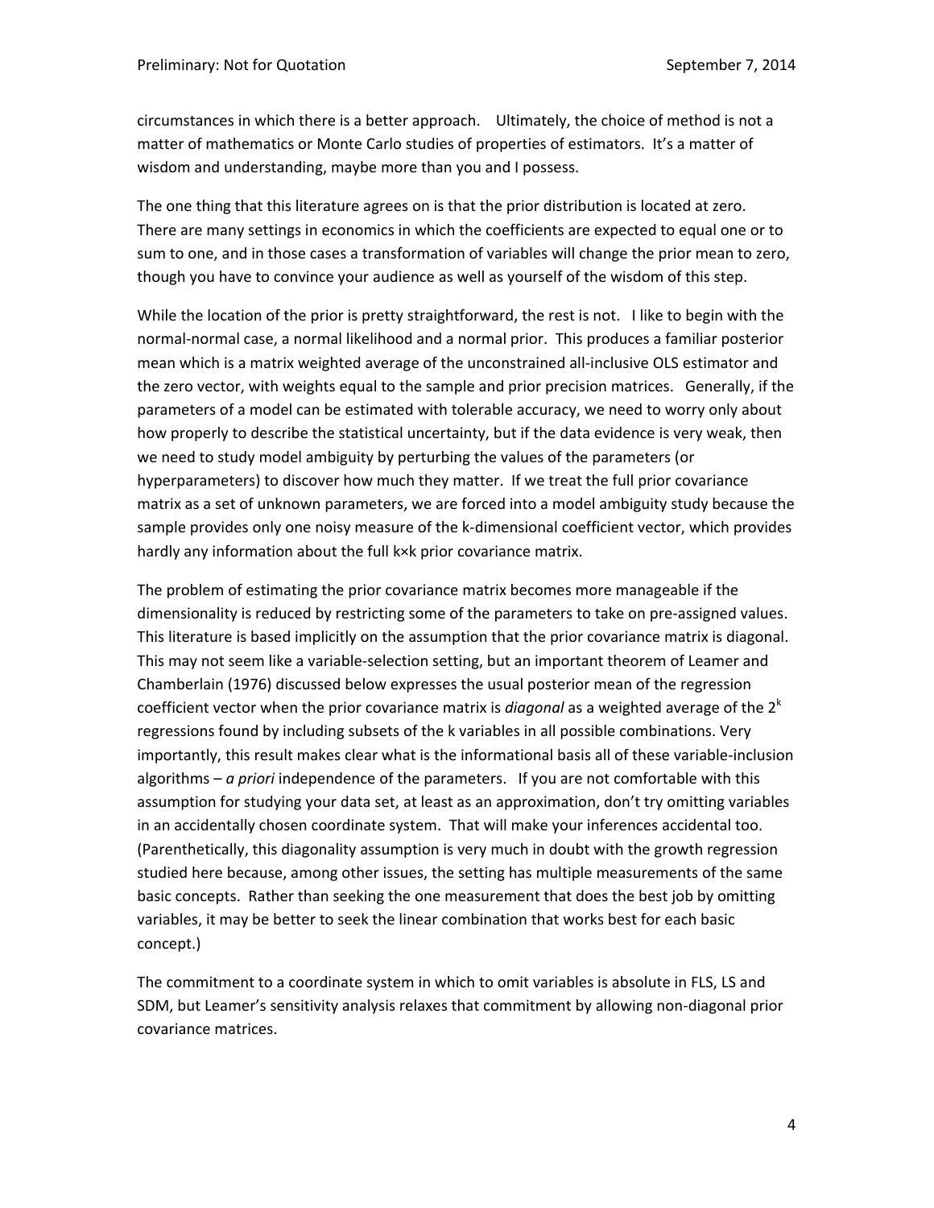circumstances in which there is a better approach. Ultimately, the choice of method is not a matter of mathematics or Monte Carlo studies of properties of estimators. It's a matter of wisdom and understanding, maybe more than you and I possess.

The one thing that this literature agrees on is that the prior distribution is located at zero. There are many settings in economics in which the coefficients are expected to equal one or to sum to one, and in those cases a transformation of variables will change the prior mean to zero, though you have to convince your audience as well as yourself of the wisdom of this step.

While the location of the prior is pretty straightforward, the rest is not. I like to begin with the normal-normal case, a normal likelihood and a normal prior. This produces a familiar posterior mean which is a matrix weighted average of the unconstrained all-inclusive OLS estimator and the zero vector, with weights equal to the sample and prior precision matrices. Generally, if the parameters of a model can be estimated with tolerable accuracy, we need to worry only about how properly to describe the statistical uncertainty, but if the data evidence is very weak, then we need to study model ambiguity by perturbing the values of the parameters (or hyperparameters) to discover how much they matter. If we treat the full prior covariance matrix as a set of unknown parameters, we are forced into a model ambiguity study because the sample provides only one noisy measure of the k-dimensional coefficient vector, which provides hardly any information about the full $k \times k$ prior covariance matrix.

The problem of estimating the prior covariance matrix becomes more manageable if the dimensionality is reduced by restricting some of the parameters to take on pre-assigned values. This literature is based implicitly on the assumption that the prior covariance matrix is diagonal. This may not seem like a variable-selection setting, but an important theorem of Leamer and Chamberlain (1976) discussed below expresses the usual posterior mean of the regression coefficient vector when the prior covariance matrix is *diagonal* as a weighted average of the $2^k$ regressions found by including subsets of the k variables in all possible combinations. Very importantly, this result makes clear what is the informational basis all of these variable-inclusion algorithms – *a priori* independence of the parameters. If you are not comfortable with this assumption for studying your data set, at least as an approximation, don't try omitting variables in an accidentally chosen coordinate system. That will make your inferences accidental too. (Parenthetically, this diagonality assumption is very much in doubt with the growth regression studied here because, among other issues, the setting has multiple measurements of the same basic concepts. Rather than seeking the one measurement that does the best job by omitting variables, it may be better to seek the linear combination that works best for each basic concept.)

The commitment to a coordinate system in which to omit variables is absolute in FLS, LS and SDM, but Leamer's sensitivity analysis relaxes that commitment by allowing non-diagonal prior covariance matrices.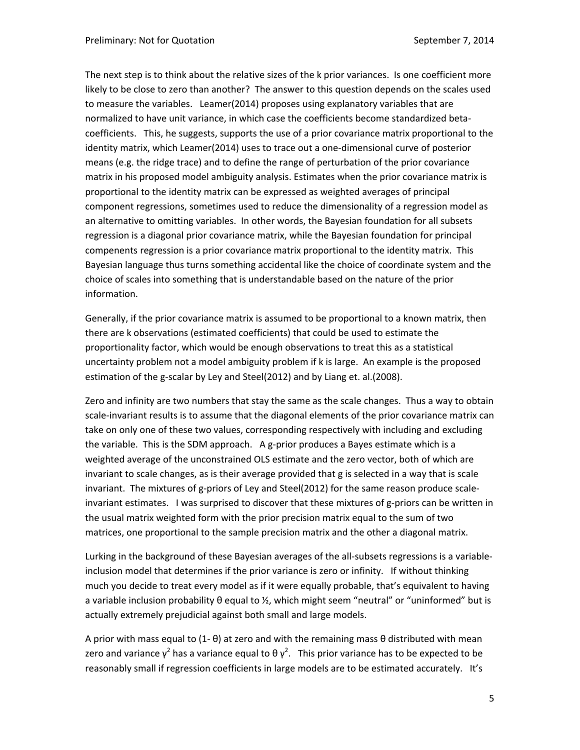The next step is to think about the relative sizes of the k prior variances. Is one coefficient more likely to be close to zero than another? The answer to this question depends on the scales used to measure the variables. Leamer(2014) proposes using explanatory variables that are normalized to have unit variance, in which case the coefficients become standardized beta-coefficients. This, he suggests, supports the use of a prior covariance matrix proportional to the identity matrix, which Leamer(2014) uses to trace out a one-dimensional curve of posterior means (e.g. the ridge trace) and to define the range of perturbation of the prior covariance matrix in his proposed model ambiguity analysis. Estimates when the prior covariance matrix is proportional to the identity matrix can be expressed as weighted averages of principal component regressions, sometimes used to reduce the dimensionality of a regression model as an alternative to omitting variables. In other words, the Bayesian foundation for all subsets regression is a diagonal prior covariance matrix, while the Bayesian foundation for principal compenents regression is a prior covariance matrix proportional to the identity matrix. This Bayesian language thus turns something accidental like the choice of coordinate system and the choice of scales into something that is understandable based on the nature of the prior information.

Generally, if the prior covariance matrix is assumed to be proportional to a known matrix, then there are k observations (estimated coefficients) that could be used to estimate the proportionality factor, which would be enough observations to treat this as a statistical uncertainty problem not a model ambiguity problem if k is large. An example is the proposed estimation of the g-scalar by Ley and Steel(2012) and by Liang et. al.(2008).

Zero and infinity are two numbers that stay the same as the scale changes. Thus a way to obtain scale-invariant results is to assume that the diagonal elements of the prior covariance matrix can take on only one of these two values, corresponding respectively with including and excluding the variable. This is the SDM approach. A g-prior produces a Bayes estimate which is a weighted average of the unconstrained OLS estimate and the zero vector, both of which are invariant to scale changes, as is their average provided that g is selected in a way that is scale invariant. The mixtures of g-priors of Ley and Steel(2012) for the same reason produce scale-invariant estimates. I was surprised to discover that these mixtures of g-priors can be written in the usual matrix weighted form with the prior precision matrix equal to the sum of two matrices, one proportional to the sample precision matrix and the other a diagonal matrix.

Lurking in the background of these Bayesian averages of the all-subsets regressions is a variable-inclusion model that determines if the prior variance is zero or infinity. If without thinking much you decide to treat every model as if it were equally probable, that's equivalent to having a variable inclusion probability $\theta$ equal to ½, which might seem "neutral" or "uninformed" but is actually extremely prejudicial against both small and large models.

A prior with mass equal to $(1-\theta)$ at zero and with the remaining mass $\theta$ distributed with mean zero and variance $\gamma^2$ has a variance equal to $\theta\,\gamma^2$. This prior variance has to be expected to be reasonably small if regression coefficients in large models are to be estimated accurately. It's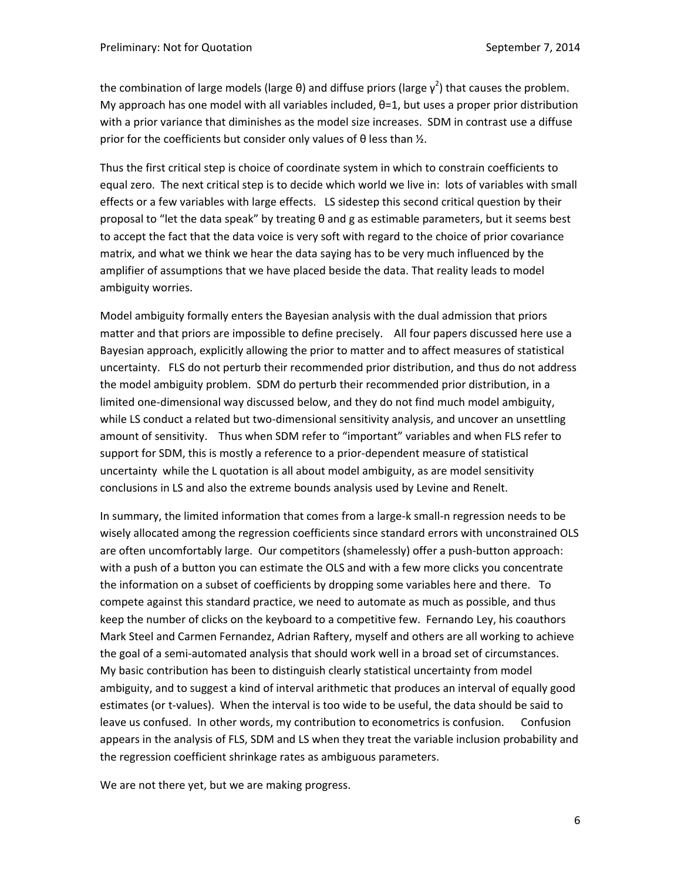the combination of large models (large $\theta$) and diffuse priors (large $\gamma^2$) that causes the problem. My approach has one model with all variables included, $\theta=1$, but uses a proper prior distribution with a prior variance that diminishes as the model size increases. SDM in contrast use a diffuse prior for the coefficients but consider only values of $\theta$ less than ½.

Thus the first critical step is choice of coordinate system in which to constrain coefficients to equal zero. The next critical step is to decide which world we live in: lots of variables with small effects or a few variables with large effects. LS sidestep this second critical question by their proposal to "let the data speak" by treating $\theta$ and g as estimable parameters, but it seems best to accept the fact that the data voice is very soft with regard to the choice of prior covariance matrix, and what we think we hear the data saying has to be very much influenced by the amplifier of assumptions that we have placed beside the data. That reality leads to model ambiguity worries.

Model ambiguity formally enters the Bayesian analysis with the dual admission that priors matter and that priors are impossible to define precisely. All four papers discussed here use a Bayesian approach, explicitly allowing the prior to matter and to affect measures of statistical uncertainty. FLS do not perturb their recommended prior distribution, and thus do not address the model ambiguity problem. SDM do perturb their recommended prior distribution, in a limited one-dimensional way discussed below, and they do not find much model ambiguity, while LS conduct a related but two-dimensional sensitivity analysis, and uncover an unsettling amount of sensitivity. Thus when SDM refer to "important" variables and when FLS refer to support for SDM, this is mostly a reference to a prior-dependent measure of statistical uncertainty while the L quotation is all about model ambiguity, as are model sensitivity conclusions in LS and also the extreme bounds analysis used by Levine and Renelt.

In summary, the limited information that comes from a large-k small-n regression needs to be wisely allocated among the regression coefficients since standard errors with unconstrained OLS are often uncomfortably large. Our competitors (shamelessly) offer a push-button approach: with a push of a button you can estimate the OLS and with a few more clicks you concentrate the information on a subset of coefficients by dropping some variables here and there. To compete against this standard practice, we need to automate as much as possible, and thus keep the number of clicks on the keyboard to a competitive few. Fernando Ley, his coauthors Mark Steel and Carmen Fernandez, Adrian Raftery, myself and others are all working to achieve the goal of a semi-automated analysis that should work well in a broad set of circumstances. My basic contribution has been to distinguish clearly statistical uncertainty from model ambiguity, and to suggest a kind of interval arithmetic that produces an interval of equally good estimates (or t-values). When the interval is too wide to be useful, the data should be said to leave us confused. In other words, my contribution to econometrics is confusion. Confusion appears in the analysis of FLS, SDM and LS when they treat the variable inclusion probability and the regression coefficient shrinkage rates as ambiguous parameters.

We are not there yet, but we are making progress.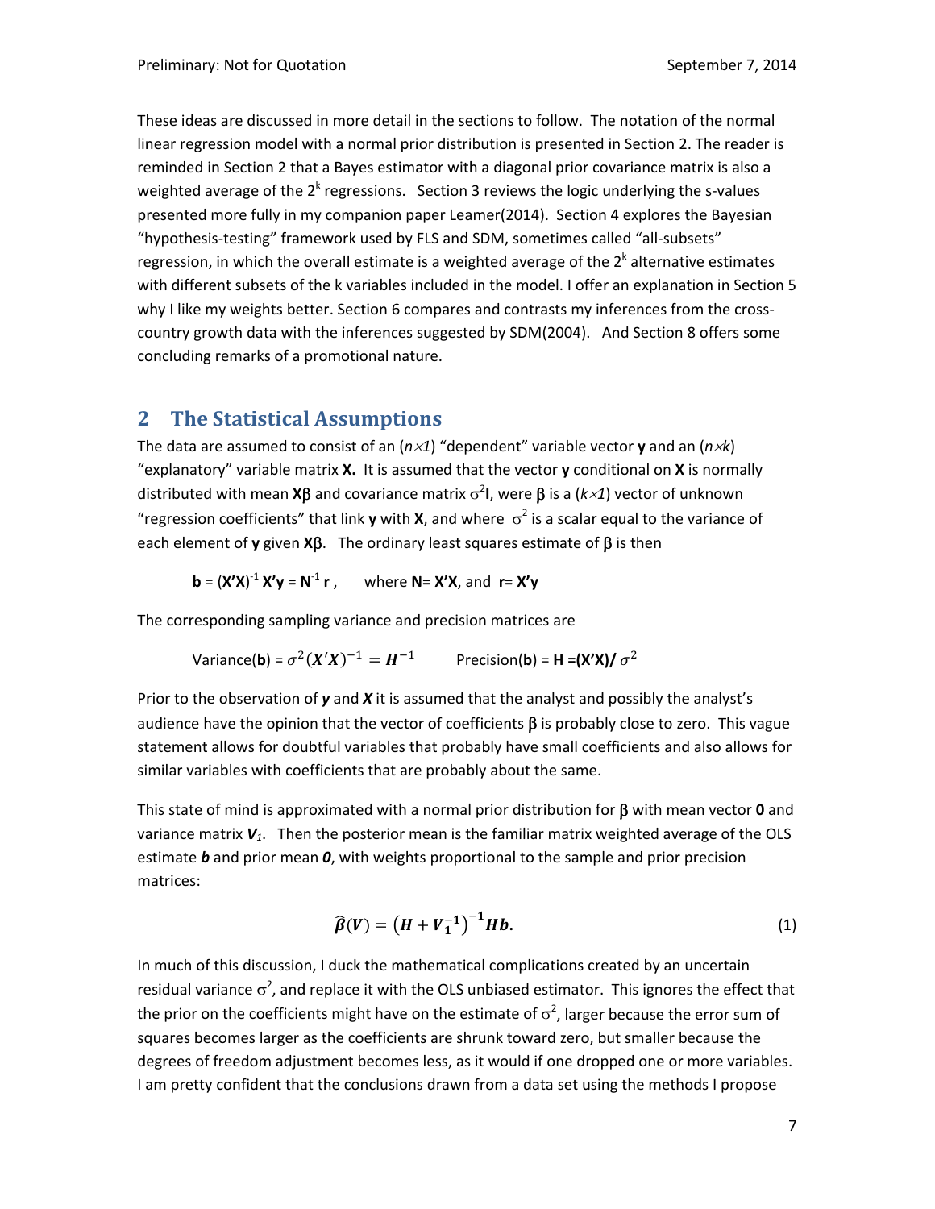These ideas are discussed in more detail in the sections to follow. The notation of the normal linear regression model with a normal prior distribution is presented in Section 2. The reader is reminded in Section 2 that a Bayes estimator with a diagonal prior covariance matrix is also a weighted average of the $2^k$ regressions. Section 3 reviews the logic underlying the s-values presented more fully in my companion paper Leamer(2014). Section 4 explores the Bayesian "hypothesis-testing" framework used by FLS and SDM, sometimes called "all-subsets" regression, in which the overall estimate is a weighted average of the $2^k$ alternative estimates with different subsets of the k variables included in the model. I offer an explanation in Section 5 why I like my weights better. Section 6 compares and contrasts my inferences from the cross-country growth data with the inferences suggested by SDM(2004). And Section 8 offers some concluding remarks of a promotional nature.

## 2 The Statistical Assumptions

The data are assumed to consist of an $(n \times 1)$ "dependent" variable vector **y** and an $(n \times k)$ "explanatory" variable matrix **X.** It is assumed that the vector **y** conditional on **X** is normally distributed with mean $\mathbf{X}\beta$ and covariance matrix $\sigma^2\mathbf{I}$, were $\beta$ is a $(k \times 1)$ vector of unknown "regression coefficients" that link **y** with **X**, and where $\sigma^2$ is a scalar equal to the variance of each element of **y** given $\mathbf{X}\beta$. The ordinary least squares estimate of $\beta$ is then

$$\mathbf{b} = (\mathbf{X'X})^{-1}\mathbf{X'y} = \mathbf{N}^{-1}\mathbf{r}, \qquad \text{where } \mathbf{N} = \mathbf{X'X}, \text{ and } \mathbf{r} = \mathbf{X'y}$$

The corresponding sampling variance and precision matrices are

$$\text{Variance}(\mathbf{b}) = \sigma^2(X'X)^{-1} = \boldsymbol{H}^{-1} \qquad \text{Precision}(\mathbf{b}) = \mathbf{H} = (\mathbf{X'X})/\sigma^2$$

Prior to the observation of ***y*** and ***X*** it is assumed that the analyst and possibly the analyst's audience have the opinion that the vector of coefficients $\beta$ is probably close to zero. This vague statement allows for doubtful variables that probably have small coefficients and also allows for similar variables with coefficients that are probably about the same.

This state of mind is approximated with a normal prior distribution for $\beta$ with mean vector **0** and variance matrix $\boldsymbol{V_1}$. Then the posterior mean is the familiar matrix weighted average of the OLS estimate ***b*** and prior mean ***0***, with weights proportional to the sample and prior precision matrices:

$$\widehat{\boldsymbol{\beta}}(\boldsymbol{V}) = \left(\boldsymbol{H} + \boldsymbol{V_1^{-1}}\right)^{-1}\boldsymbol{Hb}. \tag{1}$$

In much of this discussion, I duck the mathematical complications created by an uncertain residual variance $\sigma^2$, and replace it with the OLS unbiased estimator. This ignores the effect that the prior on the coefficients might have on the estimate of $\sigma^2$, larger because the error sum of squares becomes larger as the coefficients are shrunk toward zero, but smaller because the degrees of freedom adjustment becomes less, as it would if one dropped one or more variables. I am pretty confident that the conclusions drawn from a data set using the methods I propose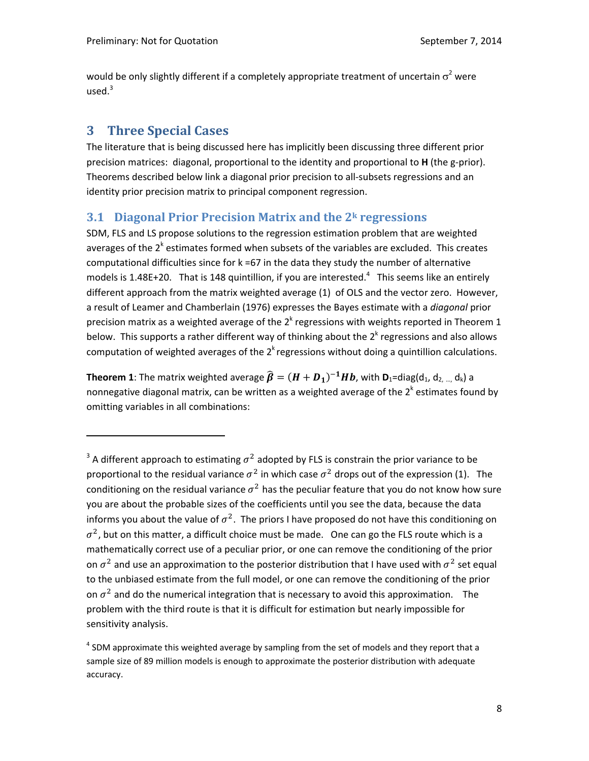would be only slightly different if a completely appropriate treatment of uncertain $\sigma^2$ were used.[3]

## 3 Three Special Cases

The literature that is being discussed here has implicitly been discussing three different prior precision matrices: diagonal, proportional to the identity and proportional to **H** (the g-prior). Theorems described below link a diagonal prior precision to all-subsets regressions and an identity prior precision matrix to principal component regression.

### 3.1 Diagonal Prior Precision Matrix and the $2^k$ regressions

SDM, FLS and LS propose solutions to the regression estimation problem that are weighted averages of the $2^k$ estimates formed when subsets of the variables are excluded. This creates computational difficulties since for k =67 in the data they study the number of alternative models is 1.48E+20. That is 148 quintillion, if you are interested.[4] This seems like an entirely different approach from the matrix weighted average (1) of OLS and the vector zero. However, a result of Leamer and Chamberlain (1976) expresses the Bayes estimate with a *diagonal* prior precision matrix as a weighted average of the $2^k$ regressions with weights reported in Theorem 1 below. This supports a rather different way of thinking about the $2^k$ regressions and also allows computation of weighted averages of the $2^k$ regressions without doing a quintillion calculations.

**Theorem 1**: The matrix weighted average $\hat{\boldsymbol{\beta}} = (\boldsymbol{H} + \boldsymbol{D_1})^{-1}\boldsymbol{H}\boldsymbol{b}$, with $\mathbf{D}_1$=diag($d_1$, $d_2$, ..., $d_k$) a nonnegative diagonal matrix, can be written as a weighted average of the $2^k$ estimates found by omitting variables in all combinations:

---

[3] A different approach to estimating $\sigma^2$ adopted by FLS is constrain the prior variance to be proportional to the residual variance $\sigma^2$ in which case $\sigma^2$ drops out of the expression (1). The conditioning on the residual variance $\sigma^2$ has the peculiar feature that you do not know how sure you are about the probable sizes of the coefficients until you see the data, because the data informs you about the value of $\sigma^2$. The priors I have proposed do not have this conditioning on $\sigma^2$, but on this matter, a difficult choice must be made. One can go the FLS route which is a mathematically correct use of a peculiar prior, or one can remove the conditioning of the prior on $\sigma^2$ and use an approximation to the posterior distribution that I have used with $\sigma^2$ set equal to the unbiased estimate from the full model, or one can remove the conditioning of the prior on $\sigma^2$ and do the numerical integration that is necessary to avoid this approximation. The problem with the third route is that it is difficult for estimation but nearly impossible for sensitivity analysis.

[4] SDM approximate this weighted average by sampling from the set of models and they report that a sample size of 89 million models is enough to approximate the posterior distribution with adequate accuracy.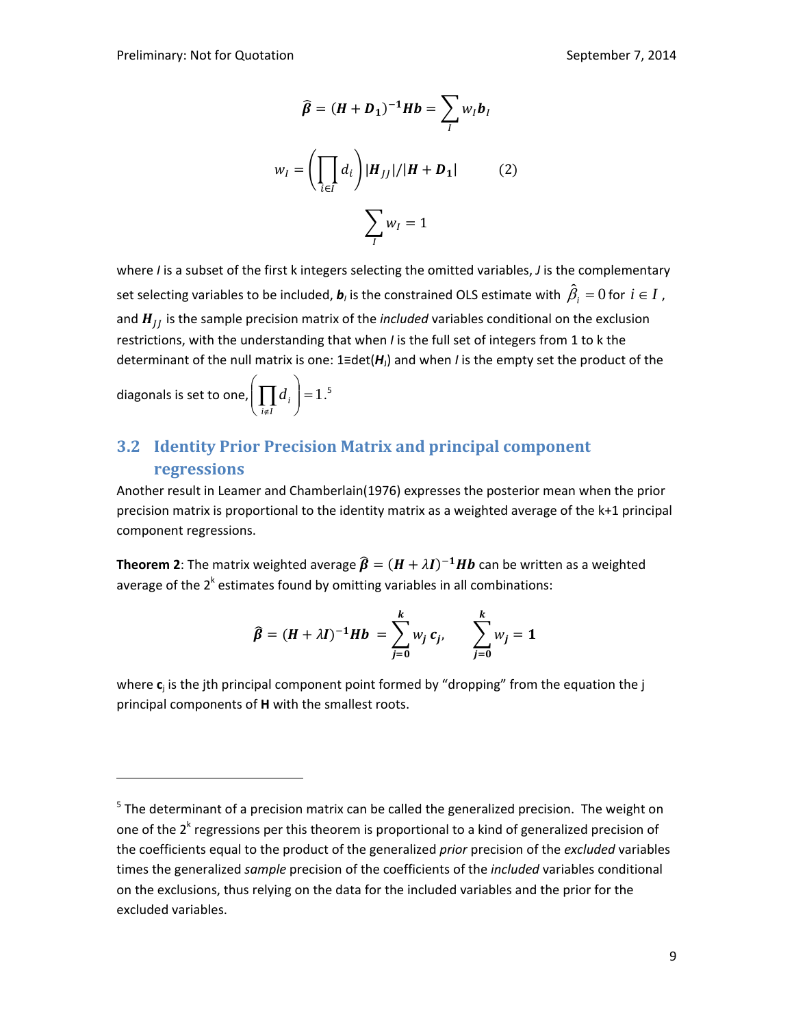$$\hat{\boldsymbol{\beta}} = (\boldsymbol{H} + \boldsymbol{D_1})^{-1}\boldsymbol{H}\boldsymbol{b} = \sum_I w_I \boldsymbol{b}_I$$

$$w_I = \left(\prod_{i \in I} d_i\right) |\boldsymbol{H}_{JJ}| / |\boldsymbol{H} + \boldsymbol{D_1}| \qquad (2)$$

$$\sum_I w_I = 1$$

where *I* is a subset of the first k integers selecting the omitted variables, *J* is the complementary set selecting variables to be included, $\boldsymbol{b}_I$ is the constrained OLS estimate with $\hat{\beta}_i = 0$ for $i \in I$, and $\boldsymbol{H}_{JJ}$ is the sample precision matrix of the *included* variables conditional on the exclusion restrictions, with the understanding that when *I* is the full set of integers from 1 to k the determinant of the null matrix is one: 1≡det($\boldsymbol{H}_I$) and when *I* is the empty set the product of the diagonals is set to one, $\left(\prod_{i \notin I} d_i\right) = 1$.[5]

## 3.2 Identity Prior Precision Matrix and principal component regressions

Another result in Leamer and Chamberlain(1976) expresses the posterior mean when the prior precision matrix is proportional to the identity matrix as a weighted average of the k+1 principal component regressions.

**Theorem 2**: The matrix weighted average $\hat{\boldsymbol{\beta}} = (\boldsymbol{H} + \lambda \boldsymbol{I})^{-1}\boldsymbol{H}\boldsymbol{b}$ can be written as a weighted average of the $2^k$ estimates found by omitting variables in all combinations:

$$\hat{\boldsymbol{\beta}} = (\boldsymbol{H} + \lambda \boldsymbol{I})^{-1}\boldsymbol{H}\boldsymbol{b} = \sum_{j=0}^{k} w_j \, \boldsymbol{c}_j, \qquad \sum_{j=0}^{k} w_j = \boldsymbol{1}$$

where $\mathbf{c}_j$ is the jth principal component point formed by "dropping" from the equation the j principal components of **H** with the smallest roots.

---

[5] The determinant of a precision matrix can be called the generalized precision. The weight on one of the $2^k$ regressions per this theorem is proportional to a kind of generalized precision of the coefficients equal to the product of the generalized *prior* precision of the *excluded* variables times the generalized *sample* precision of the coefficients of the *included* variables conditional on the exclusions, thus relying on the data for the included variables and the prior for the excluded variables.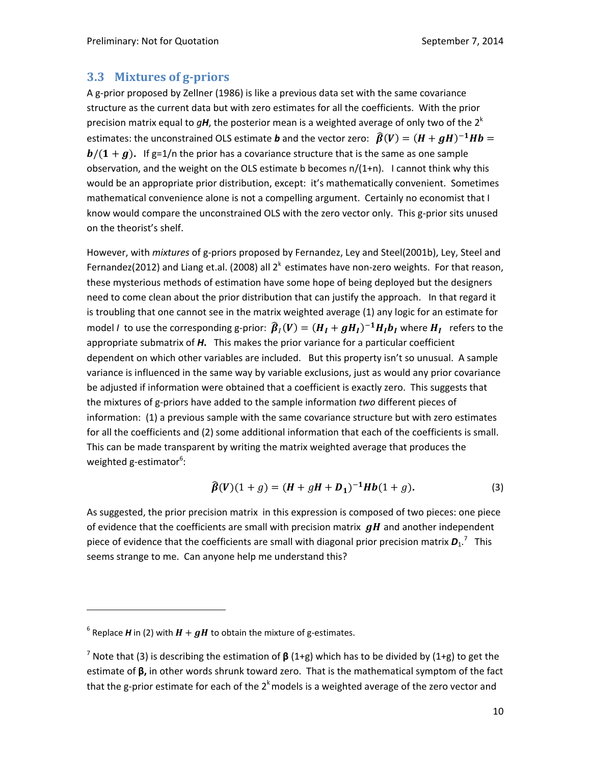## 3.3 Mixtures of g-priors

A g-prior proposed by Zellner (1986) is like a previous data set with the same covariance structure as the current data but with zero estimates for all the coefficients. With the prior precision matrix equal to $g\boldsymbol{H}$, the posterior mean is a weighted average of only two of the $2^k$ estimates: the unconstrained OLS estimate $\boldsymbol{b}$ and the vector zero: $\widehat{\boldsymbol{\beta}}(\boldsymbol{V}) = (\boldsymbol{H} + g\boldsymbol{H})^{-1}\boldsymbol{H}\boldsymbol{b} = \boldsymbol{b}/(\mathbf{1} + \boldsymbol{g})$. If g=1/n the prior has a covariance structure that is the same as one sample observation, and the weight on the OLS estimate b becomes n/(1+n). I cannot think why this would be an appropriate prior distribution, except: it's mathematically convenient. Sometimes mathematical convenience alone is not a compelling argument. Certainly no economist that I know would compare the unconstrained OLS with the zero vector only. This g-prior sits unused on the theorist's shelf.

However, with *mixtures* of g-priors proposed by Fernandez, Ley and Steel(2001b), Ley, Steel and Fernandez(2012) and Liang et.al. (2008) all $2^k$ estimates have non-zero weights. For that reason, these mysterious methods of estimation have some hope of being deployed but the designers need to come clean about the prior distribution that can justify the approach. In that regard it is troubling that one cannot see in the matrix weighted average (1) any logic for an estimate for model *I* to use the corresponding g-prior: $\widehat{\boldsymbol{\beta}}_I(\boldsymbol{V}) = (\boldsymbol{H}_{\boldsymbol{I}} + \boldsymbol{g}\boldsymbol{H}_{\boldsymbol{I}})^{-1}\boldsymbol{H}_{\boldsymbol{I}}\boldsymbol{b}_{\boldsymbol{I}}$ where $\boldsymbol{H}_{\boldsymbol{I}}$ refers to the appropriate submatrix of $\boldsymbol{H}$. This makes the prior variance for a particular coefficient dependent on which other variables are included. But this property isn't so unusual. A sample variance is influenced in the same way by variable exclusions, just as would any prior covariance be adjusted if information were obtained that a coefficient is exactly zero. This suggests that the mixtures of g-priors have added to the sample information *two* different pieces of information: (1) a previous sample with the same covariance structure but with zero estimates for all the coefficients and (2) some additional information that each of the coefficients is small. This can be made transparent by writing the matrix weighted average that produces the weighted g-estimator[6]:

$$\widehat{\boldsymbol{\beta}}(\boldsymbol{V})(1+g) = (\boldsymbol{H} + g\boldsymbol{H} + \boldsymbol{D}_{\mathbf{1}})^{-\mathbf{1}}\boldsymbol{H}\boldsymbol{b}(1+g). \tag{3}$$

As suggested, the prior precision matrix in this expression is composed of two pieces: one piece of evidence that the coefficients are small with precision matrix $g\boldsymbol{H}$ and another independent piece of evidence that the coefficients are small with diagonal prior precision matrix $\boldsymbol{D}_1$.[7] This seems strange to me. Can anyone help me understand this?

---

[6] Replace $\boldsymbol{H}$ in (2) with $\boldsymbol{H} + g\boldsymbol{H}$ to obtain the mixture of g-estimates.

[7] Note that (3) is describing the estimation of $\boldsymbol{\beta}$ (1+g) which has to be divided by (1+g) to get the estimate of $\boldsymbol{\beta}$, in other words shrunk toward zero. That is the mathematical symptom of the fact that the g-prior estimate for each of the $2^k$ models is a weighted average of the zero vector and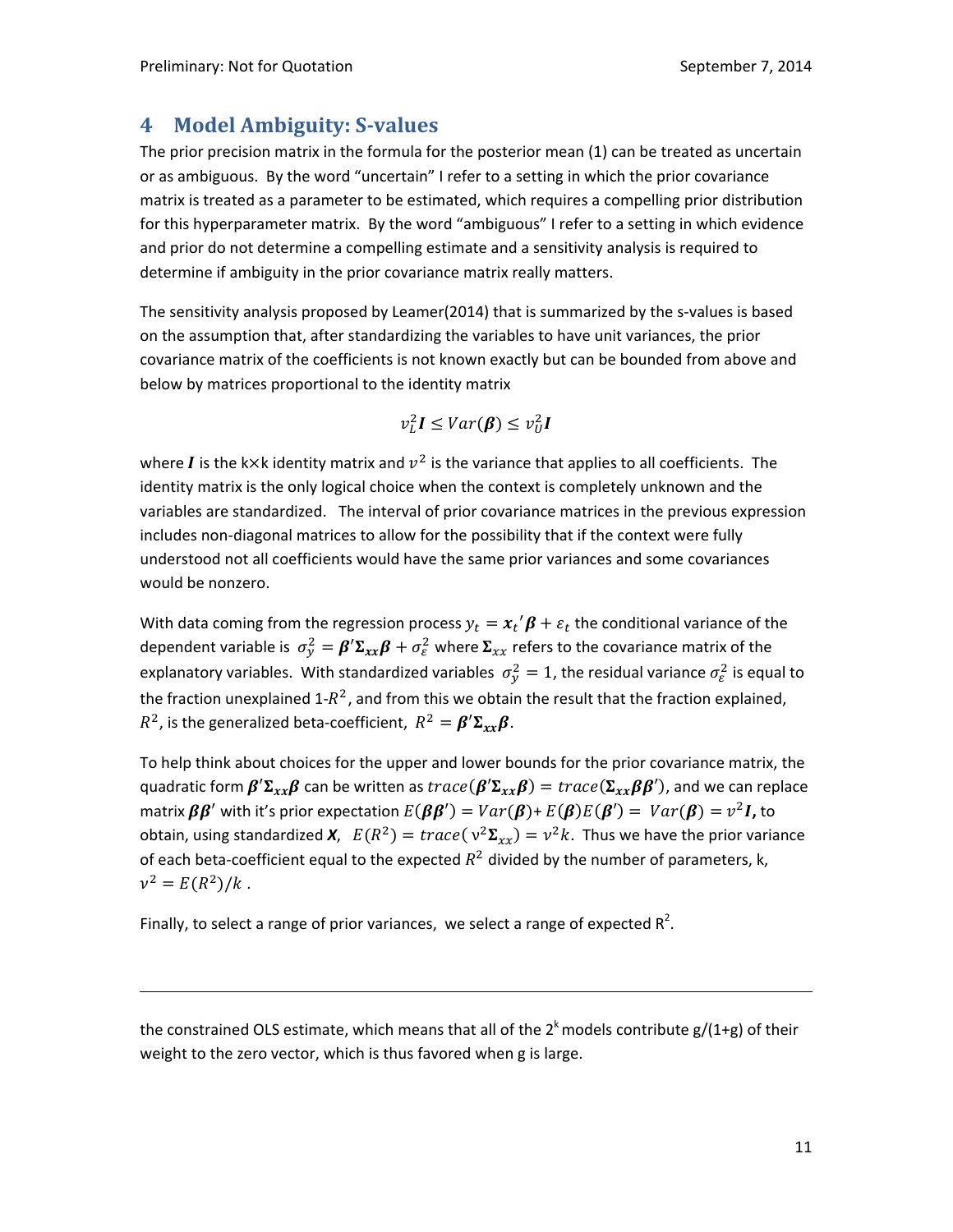## 4 Model Ambiguity: S-values

The prior precision matrix in the formula for the posterior mean (1) can be treated as uncertain or as ambiguous. By the word "uncertain" I refer to a setting in which the prior covariance matrix is treated as a parameter to be estimated, which requires a compelling prior distribution for this hyperparameter matrix. By the word "ambiguous" I refer to a setting in which evidence and prior do not determine a compelling estimate and a sensitivity analysis is required to determine if ambiguity in the prior covariance matrix really matters.

The sensitivity analysis proposed by Leamer(2014) that is summarized by the s-values is based on the assumption that, after standardizing the variables to have unit variances, the prior covariance matrix of the coefficients is not known exactly but can be bounded from above and below by matrices proportional to the identity matrix

$$v_L^2 \boldsymbol{I} \leq Var(\boldsymbol{\beta}) \leq v_U^2 \boldsymbol{I}$$

where $\boldsymbol{I}$ is the k×k identity matrix and $v^2$ is the variance that applies to all coefficients. The identity matrix is the only logical choice when the context is completely unknown and the variables are standardized. The interval of prior covariance matrices in the previous expression includes non-diagonal matrices to allow for the possibility that if the context were fully understood not all coefficients would have the same prior variances and some covariances would be nonzero.

With data coming from the regression process $y_t = \boldsymbol{x}_t{}'\boldsymbol{\beta} + \varepsilon_t$ the conditional variance of the dependent variable is $\sigma_y^2 = \boldsymbol{\beta}'\boldsymbol{\Sigma}_{xx}\boldsymbol{\beta} + \sigma_\varepsilon^2$ where $\boldsymbol{\Sigma}_{xx}$ refers to the covariance matrix of the explanatory variables. With standardized variables $\sigma_y^2 = 1$, the residual variance $\sigma_\varepsilon^2$ is equal to the fraction unexplained 1-$R^2$, and from this we obtain the result that the fraction explained, $R^2$, is the generalized beta-coefficient, $R^2 = \boldsymbol{\beta}'\boldsymbol{\Sigma}_{xx}\boldsymbol{\beta}$.

To help think about choices for the upper and lower bounds for the prior covariance matrix, the quadratic form $\boldsymbol{\beta}'\boldsymbol{\Sigma}_{xx}\boldsymbol{\beta}$ can be written as $trace(\boldsymbol{\beta}'\boldsymbol{\Sigma}_{xx}\boldsymbol{\beta}) = trace(\boldsymbol{\Sigma}_{xx}\boldsymbol{\beta}\boldsymbol{\beta}')$, and we can replace matrix $\boldsymbol{\beta}\boldsymbol{\beta}'$ with it's prior expectation $E(\boldsymbol{\beta}\boldsymbol{\beta}') = Var(\boldsymbol{\beta}) + E(\boldsymbol{\beta})E(\boldsymbol{\beta}') = Var(\boldsymbol{\beta}) = v^2\boldsymbol{I}$**,** to obtain, using standardized $\boldsymbol{X}$, $E(R^2) = trace(v^2\boldsymbol{\Sigma}_{xx}) = v^2 k$. Thus we have the prior variance of each beta-coefficient equal to the expected $R^2$ divided by the number of parameters, k, $v^2 = E(R^2)/k$ .

Finally, to select a range of prior variances, we select a range of expected $R^2$.

---

the constrained OLS estimate, which means that all of the $2^k$ models contribute g/(1+g) of their weight to the zero vector, which is thus favored when g is large.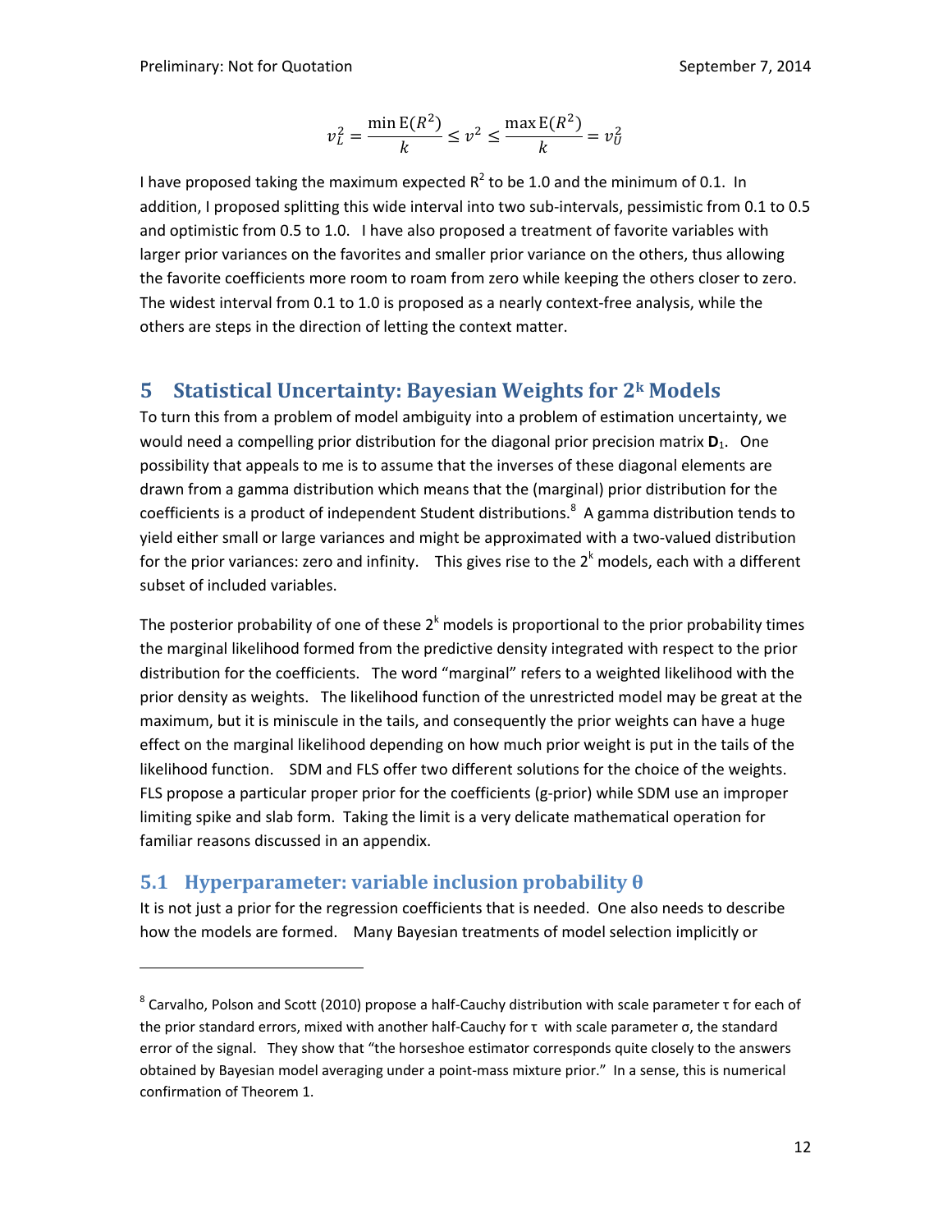$$v_L^2 = \frac{\min \mathrm{E}(R^2)}{k} \leq v^2 \leq \frac{\max \mathrm{E}(R^2)}{k} = v_U^2$$

I have proposed taking the maximum expected $R^2$ to be 1.0 and the minimum of 0.1. In addition, I proposed splitting this wide interval into two sub-intervals, pessimistic from 0.1 to 0.5 and optimistic from 0.5 to 1.0. I have also proposed a treatment of favorite variables with larger prior variances on the favorites and smaller prior variance on the others, thus allowing the favorite coefficients more room to roam from zero while keeping the others closer to zero. The widest interval from 0.1 to 1.0 is proposed as a nearly context-free analysis, while the others are steps in the direction of letting the context matter.

## 5 Statistical Uncertainty: Bayesian Weights for $2^k$ Models

To turn this from a problem of model ambiguity into a problem of estimation uncertainty, we would need a compelling prior distribution for the diagonal prior precision matrix $\mathbf{D}_1$. One possibility that appeals to me is to assume that the inverses of these diagonal elements are drawn from a gamma distribution which means that the (marginal) prior distribution for the coefficients is a product of independent Student distributions.[8] A gamma distribution tends to yield either small or large variances and might be approximated with a two-valued distribution for the prior variances: zero and infinity. This gives rise to the $2^k$ models, each with a different subset of included variables.

The posterior probability of one of these $2^k$ models is proportional to the prior probability times the marginal likelihood formed from the predictive density integrated with respect to the prior distribution for the coefficients. The word "marginal" refers to a weighted likelihood with the prior density as weights. The likelihood function of the unrestricted model may be great at the maximum, but it is miniscule in the tails, and consequently the prior weights can have a huge effect on the marginal likelihood depending on how much prior weight is put in the tails of the likelihood function. SDM and FLS offer two different solutions for the choice of the weights. FLS propose a particular proper prior for the coefficients (g-prior) while SDM use an improper limiting spike and slab form. Taking the limit is a very delicate mathematical operation for familiar reasons discussed in an appendix.

### 5.1 Hyperparameter: variable inclusion probability θ

It is not just a prior for the regression coefficients that is needed. One also needs to describe how the models are formed. Many Bayesian treatments of model selection implicitly or

[8] Carvalho, Polson and Scott (2010) propose a half-Cauchy distribution with scale parameter τ for each of the prior standard errors, mixed with another half-Cauchy for τ with scale parameter σ, the standard error of the signal. They show that "the horseshoe estimator corresponds quite closely to the answers obtained by Bayesian model averaging under a point-mass mixture prior." In a sense, this is numerical confirmation of Theorem 1.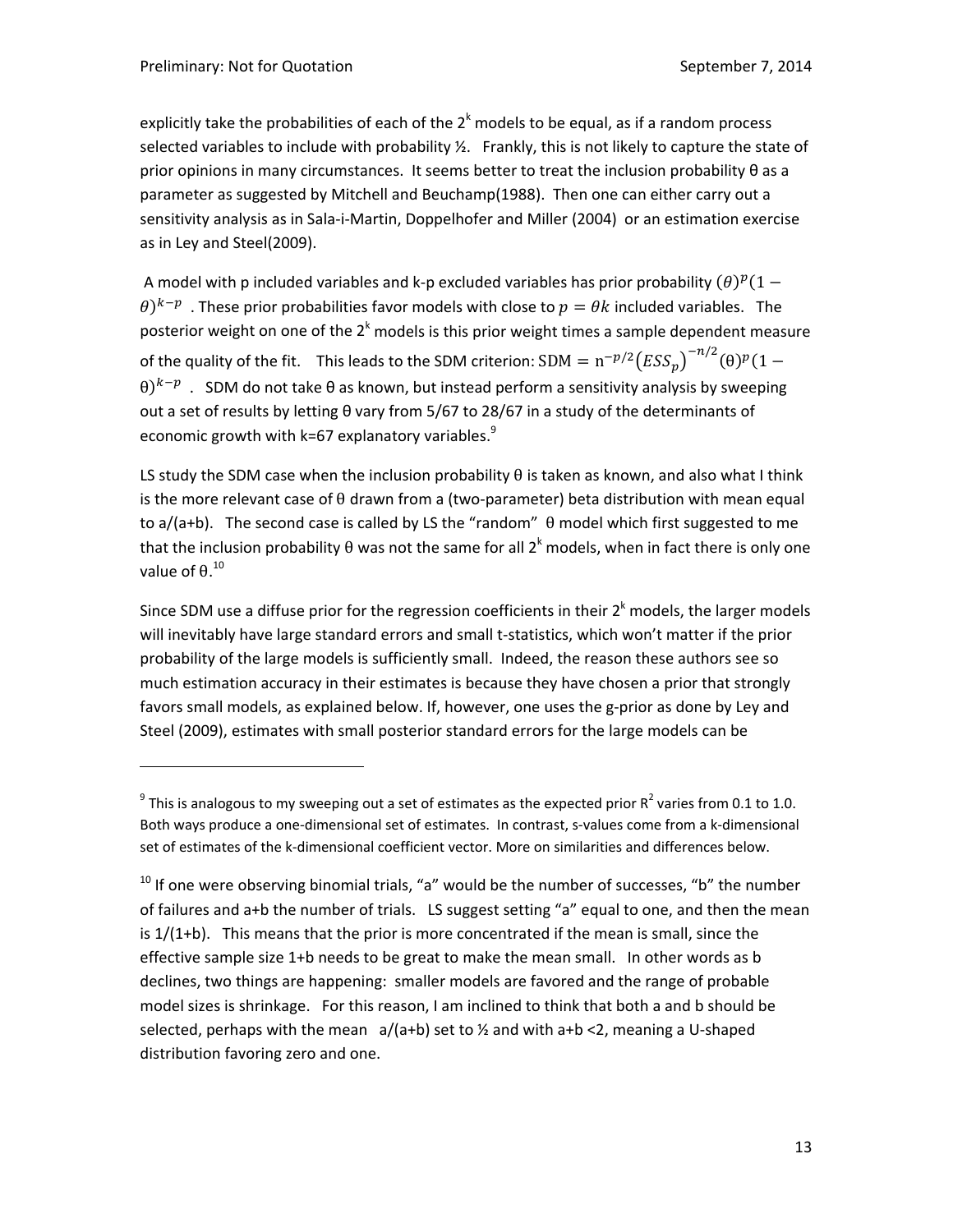explicitly take the probabilities of each of the $2^k$ models to be equal, as if a random process selected variables to include with probability ½. Frankly, this is not likely to capture the state of prior opinions in many circumstances. It seems better to treat the inclusion probability θ as a parameter as suggested by Mitchell and Beuchamp(1988). Then one can either carry out a sensitivity analysis as in Sala-i-Martin, Doppelhofer and Miller (2004) or an estimation exercise as in Ley and Steel(2009).

A model with p included variables and k-p excluded variables has prior probability $(\theta)^p(1-\theta)^{k-p}$. These prior probabilities favor models with close to $p = \theta k$ included variables. The posterior weight on one of the $2^k$ models is this prior weight times a sample dependent measure of the quality of the fit. This leads to the SDM criterion: $\text{SDM} = \text{n}^{-p/2}\left(ESS_p\right)^{-n/2}(\theta)^p(1-\theta)^{k-p}$. SDM do not take θ as known, but instead perform a sensitivity analysis by sweeping out a set of results by letting θ vary from 5/67 to 28/67 in a study of the determinants of economic growth with k=67 explanatory variables.[9]

LS study the SDM case when the inclusion probability θ is taken as known, and also what I think is the more relevant case of θ drawn from a (two-parameter) beta distribution with mean equal to a/(a+b). The second case is called by LS the "random" θ model which first suggested to me that the inclusion probability θ was not the same for all $2^k$ models, when in fact there is only one value of θ.[10]

Since SDM use a diffuse prior for the regression coefficients in their $2^k$ models, the larger models will inevitably have large standard errors and small t-statistics, which won't matter if the prior probability of the large models is sufficiently small. Indeed, the reason these authors see so much estimation accuracy in their estimates is because they have chosen a prior that strongly favors small models, as explained below. If, however, one uses the g-prior as done by Ley and Steel (2009), estimates with small posterior standard errors for the large models can be

---

[9] This is analogous to my sweeping out a set of estimates as the expected prior $R^2$ varies from 0.1 to 1.0. Both ways produce a one-dimensional set of estimates. In contrast, s-values come from a k-dimensional set of estimates of the k-dimensional coefficient vector. More on similarities and differences below.

[10] If one were observing binomial trials, "a" would be the number of successes, "b" the number of failures and a+b the number of trials. LS suggest setting "a" equal to one, and then the mean is 1/(1+b). This means that the prior is more concentrated if the mean is small, since the effective sample size 1+b needs to be great to make the mean small. In other words as b declines, two things are happening: smaller models are favored and the range of probable model sizes is shrinkage. For this reason, I am inclined to think that both a and b should be selected, perhaps with the mean a/(a+b) set to ½ and with a+b <2, meaning a U-shaped distribution favoring zero and one.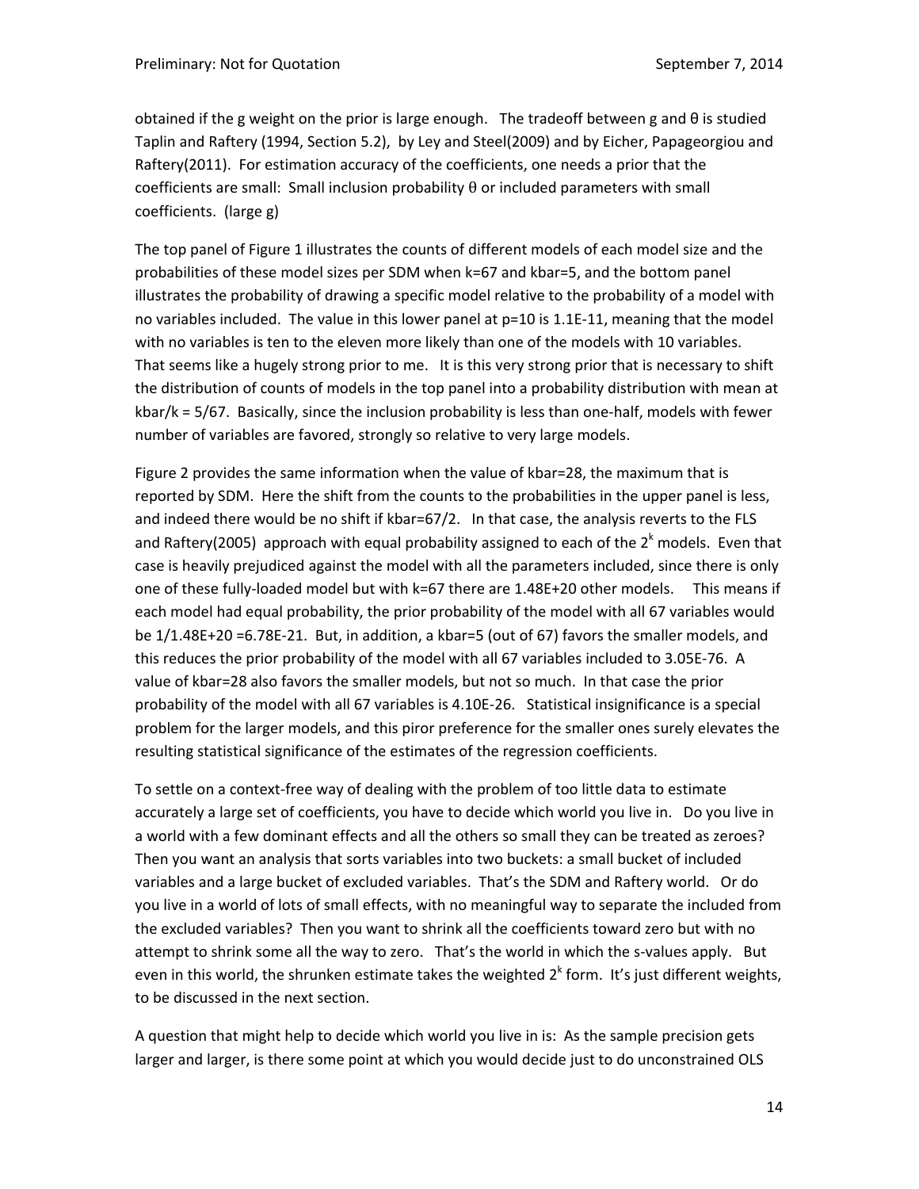obtained if the g weight on the prior is large enough. The tradeoff between g and θ is studied Taplin and Raftery (1994, Section 5.2), by Ley and Steel(2009) and by Eicher, Papageorgiou and Raftery(2011). For estimation accuracy of the coefficients, one needs a prior that the coefficients are small: Small inclusion probability θ or included parameters with small coefficients. (large g)

The top panel of Figure 1 illustrates the counts of different models of each model size and the probabilities of these model sizes per SDM when k=67 and kbar=5, and the bottom panel illustrates the probability of drawing a specific model relative to the probability of a model with no variables included. The value in this lower panel at p=10 is 1.1E-11, meaning that the model with no variables is ten to the eleven more likely than one of the models with 10 variables. That seems like a hugely strong prior to me. It is this very strong prior that is necessary to shift the distribution of counts of models in the top panel into a probability distribution with mean at kbar/k = 5/67. Basically, since the inclusion probability is less than one-half, models with fewer number of variables are favored, strongly so relative to very large models.

Figure 2 provides the same information when the value of kbar=28, the maximum that is reported by SDM. Here the shift from the counts to the probabilities in the upper panel is less, and indeed there would be no shift if kbar=67/2. In that case, the analysis reverts to the FLS and Raftery(2005) approach with equal probability assigned to each of the $2^k$ models. Even that case is heavily prejudiced against the model with all the parameters included, since there is only one of these fully-loaded model but with k=67 there are 1.48E+20 other models. This means if each model had equal probability, the prior probability of the model with all 67 variables would be 1/1.48E+20 =6.78E-21. But, in addition, a kbar=5 (out of 67) favors the smaller models, and this reduces the prior probability of the model with all 67 variables included to 3.05E-76. A value of kbar=28 also favors the smaller models, but not so much. In that case the prior probability of the model with all 67 variables is 4.10E-26. Statistical insignificance is a special problem for the larger models, and this piror preference for the smaller ones surely elevates the resulting statistical significance of the estimates of the regression coefficients.

To settle on a context-free way of dealing with the problem of too little data to estimate accurately a large set of coefficients, you have to decide which world you live in. Do you live in a world with a few dominant effects and all the others so small they can be treated as zeroes? Then you want an analysis that sorts variables into two buckets: a small bucket of included variables and a large bucket of excluded variables. That's the SDM and Raftery world. Or do you live in a world of lots of small effects, with no meaningful way to separate the included from the excluded variables? Then you want to shrink all the coefficients toward zero but with no attempt to shrink some all the way to zero. That's the world in which the s-values apply. But even in this world, the shrunken estimate takes the weighted $2^k$ form. It's just different weights, to be discussed in the next section.

A question that might help to decide which world you live in is: As the sample precision gets larger and larger, is there some point at which you would decide just to do unconstrained OLS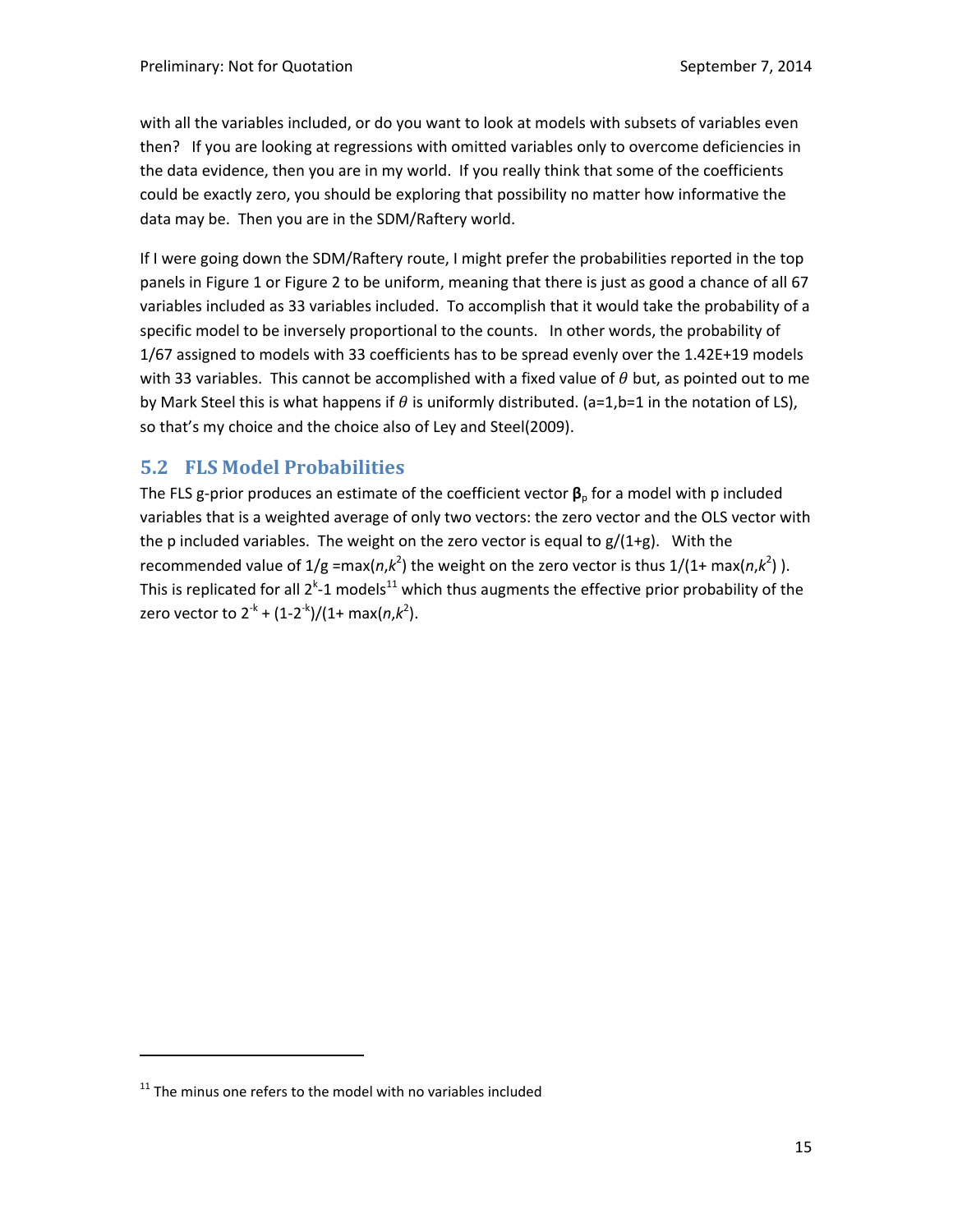with all the variables included, or do you want to look at models with subsets of variables even then? If you are looking at regressions with omitted variables only to overcome deficiencies in the data evidence, then you are in my world. If you really think that some of the coefficients could be exactly zero, you should be exploring that possibility no matter how informative the data may be. Then you are in the SDM/Raftery world.

If I were going down the SDM/Raftery route, I might prefer the probabilities reported in the top panels in Figure 1 or Figure 2 to be uniform, meaning that there is just as good a chance of all 67 variables included as 33 variables included. To accomplish that it would take the probability of a specific model to be inversely proportional to the counts. In other words, the probability of 1/67 assigned to models with 33 coefficients has to be spread evenly over the 1.42E+19 models with 33 variables. This cannot be accomplished with a fixed value of $\theta$ but, as pointed out to me by Mark Steel this is what happens if $\theta$ is uniformly distributed. (a=1,b=1 in the notation of LS), so that's my choice and the choice also of Ley and Steel(2009).

## 5.2 FLS Model Probabilities

The FLS g-prior produces an estimate of the coefficient vector $\boldsymbol{\beta}_p$ for a model with p included variables that is a weighted average of only two vectors: the zero vector and the OLS vector with the p included variables. The weight on the zero vector is equal to g/(1+g). With the recommended value of $1/g = \max(n,k^2)$ the weight on the zero vector is thus $1/(1+\max(n,k^2))$. This is replicated for all $2^k$-1 models[11] which thus augments the effective prior probability of the zero vector to $2^{-k} + (1-2^{-k})/(1+\max(n,k^2))$.

[11] The minus one refers to the model with no variables included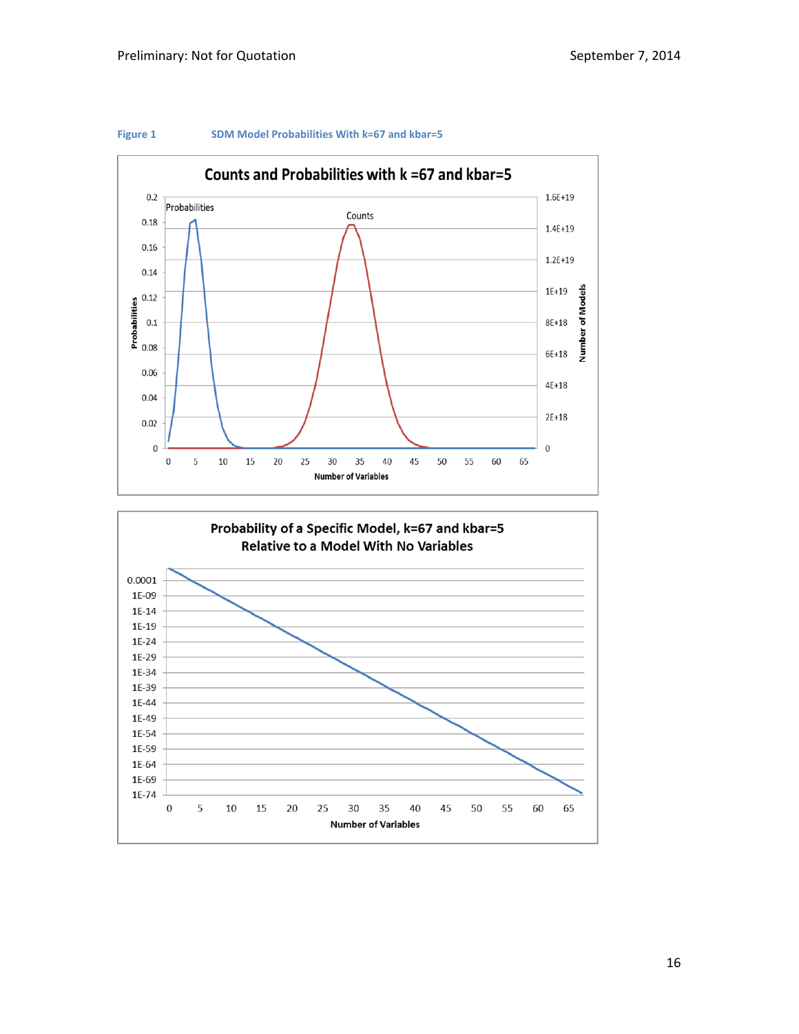Figure 1 SDM Model Probabilities With k=67 and kbar=5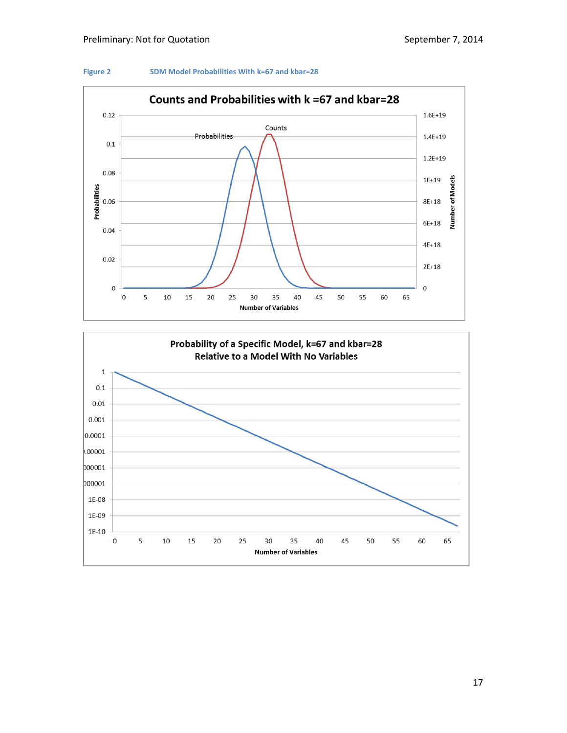Figure 2 SDM Model Probabilities With k=67 and kbar=28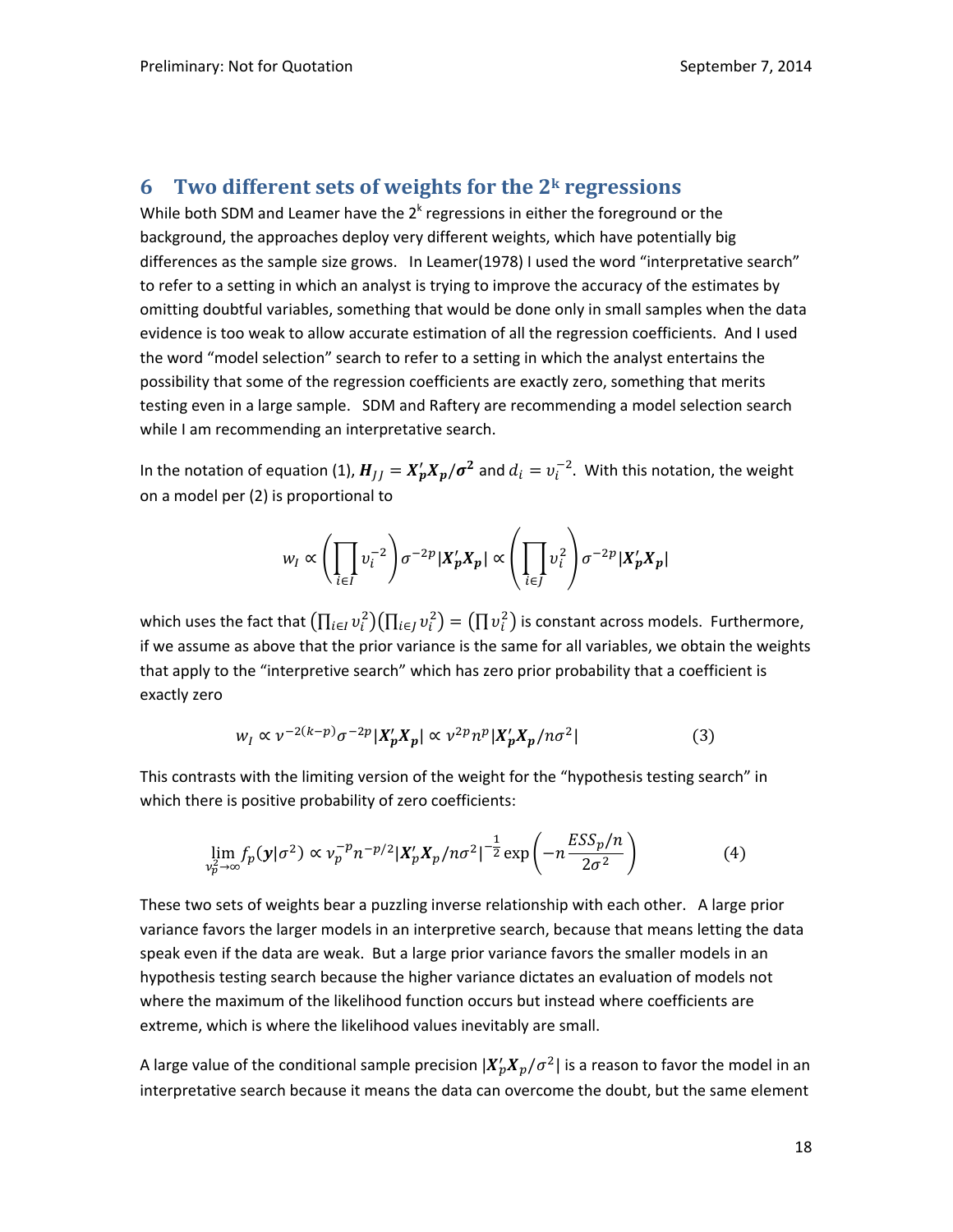## 6 Two different sets of weights for the $2^k$ regressions

While both SDM and Leamer have the $2^k$ regressions in either the foreground or the background, the approaches deploy very different weights, which have potentially big differences as the sample size grows. In Leamer(1978) I used the word "interpretative search" to refer to a setting in which an analyst is trying to improve the accuracy of the estimates by omitting doubtful variables, something that would be done only in small samples when the data evidence is too weak to allow accurate estimation of all the regression coefficients. And I used the word "model selection" search to refer to a setting in which the analyst entertains the possibility that some of the regression coefficients are exactly zero, something that merits testing even in a large sample. SDM and Raftery are recommending a model selection search while I am recommending an interpretative search.

In the notation of equation (1), $\boldsymbol{H}_{JJ} = \boldsymbol{X}_p'\boldsymbol{X}_p/\boldsymbol{\sigma}^2$ and $d_i = v_i^{-2}$. With this notation, the weight on a model per (2) is proportional to

$$w_I \propto \left(\prod_{i\in I} v_i^{-2}\right)\sigma^{-2p}|\boldsymbol{X}_p'\boldsymbol{X}_p| \propto \left(\prod_{i\in J} v_i^{2}\right)\sigma^{-2p}|\boldsymbol{X}_p'\boldsymbol{X}_p|$$

which uses the fact that $\left(\prod_{i\in I} v_i^2\right)\left(\prod_{i\in J} v_i^2\right) = \left(\prod v_i^2\right)$ is constant across models. Furthermore, if we assume as above that the prior variance is the same for all variables, we obtain the weights that apply to the "interpretive search" which has zero prior probability that a coefficient is exactly zero

$$w_I \propto v^{-2(k-p)}\sigma^{-2p}|\boldsymbol{X}_p'\boldsymbol{X}_p| \propto v^{2p} n^p |\boldsymbol{X}_p'\boldsymbol{X}_p/n\sigma^2| \qquad (3)$$

This contrasts with the limiting version of the weight for the "hypothesis testing search" in which there is positive probability of zero coefficients:

$$\lim_{v_p^2\to\infty} f_p(\boldsymbol{y}|\sigma^2) \propto v_p^{-p} n^{-p/2} |\boldsymbol{X}_p'\boldsymbol{X}_p/n\sigma^2|^{-\frac{1}{2}} \exp\left(-n\frac{ESS_p/n}{2\sigma^2}\right) \qquad (4)$$

These two sets of weights bear a puzzling inverse relationship with each other. A large prior variance favors the larger models in an interpretive search, because that means letting the data speak even if the data are weak. But a large prior variance favors the smaller models in an hypothesis testing search because the higher variance dictates an evaluation of models not where the maximum of the likelihood function occurs but instead where coefficients are extreme, which is where the likelihood values inevitably are small.

A large value of the conditional sample precision $|\boldsymbol{X}_p'\boldsymbol{X}_p/\sigma^2|$ is a reason to favor the model in an interpretative search because it means the data can overcome the doubt, but the same element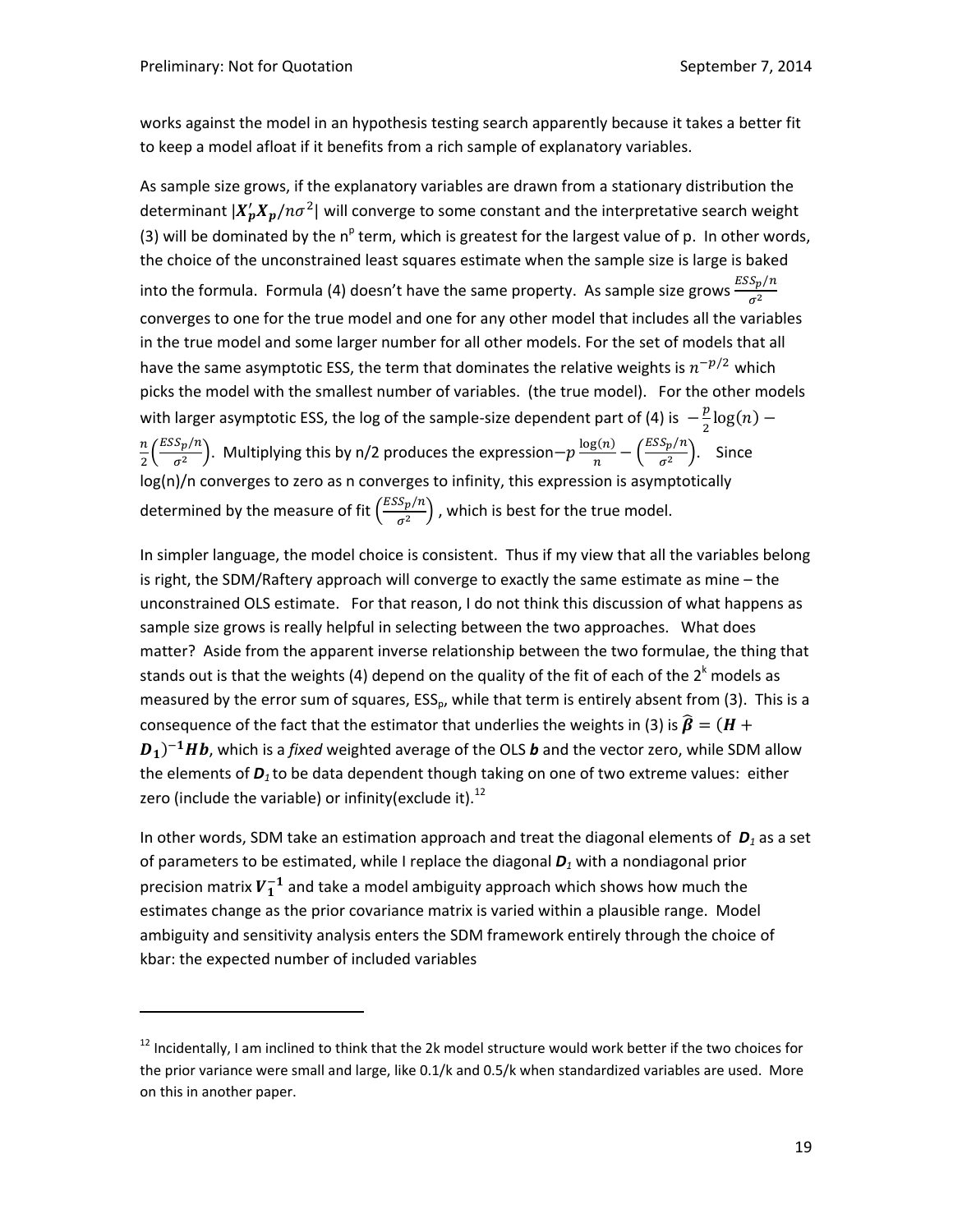works against the model in an hypothesis testing search apparently because it takes a better fit to keep a model afloat if it benefits from a rich sample of explanatory variables.

As sample size grows, if the explanatory variables are drawn from a stationary distribution the determinant $|\boldsymbol{X}_p'\boldsymbol{X}_p/n\sigma^2|$ will converge to some constant and the interpretative search weight (3) will be dominated by the $n^p$ term, which is greatest for the largest value of p. In other words, the choice of the unconstrained least squares estimate when the sample size is large is baked into the formula. Formula (4) doesn't have the same property. As sample size grows $\frac{ESS_p/n}{\sigma^2}$ converges to one for the true model and one for any other model that includes all the variables in the true model and some larger number for all other models. For the set of models that all have the same asymptotic ESS, the term that dominates the relative weights is $n^{-p/2}$ which picks the model with the smallest number of variables. (the true model). For the other models with larger asymptotic ESS, the log of the sample-size dependent part of (4) is $-\frac{p}{2}\log(n) - \frac{n}{2}\left(\frac{ESS_p/n}{\sigma^2}\right)$. Multiplying this by n/2 produces the expression$-p\frac{\log(n)}{n} - \left(\frac{ESS_p/n}{\sigma^2}\right)$. Since log(n)/n converges to zero as n converges to infinity, this expression is asymptotically determined by the measure of fit $\left(\frac{ESS_p/n}{\sigma^2}\right)$, which is best for the true model.

In simpler language, the model choice is consistent. Thus if my view that all the variables belong is right, the SDM/Raftery approach will converge to exactly the same estimate as mine – the unconstrained OLS estimate. For that reason, I do not think this discussion of what happens as sample size grows is really helpful in selecting between the two approaches. What does matter? Aside from the apparent inverse relationship between the two formulae, the thing that stands out is that the weights (4) depend on the quality of the fit of each of the $2^k$ models as measured by the error sum of squares, $ESS_p$, while that term is entirely absent from (3). This is a consequence of the fact that the estimator that underlies the weights in (3) is $\widehat{\boldsymbol{\beta}} = (\boldsymbol{H} + \boldsymbol{D_1})^{-1}\boldsymbol{H}\boldsymbol{b}$, which is a *fixed* weighted average of the OLS $\boldsymbol{b}$ and the vector zero, while SDM allow the elements of $\boldsymbol{D_1}$ to be data dependent though taking on one of two extreme values: either zero (include the variable) or infinity(exclude it).[12]

In other words, SDM take an estimation approach and treat the diagonal elements of $\boldsymbol{D_1}$ as a set of parameters to be estimated, while I replace the diagonal $\boldsymbol{D_1}$ with a nondiagonal prior precision matrix $\boldsymbol{V_1^{-1}}$ and take a model ambiguity approach which shows how much the estimates change as the prior covariance matrix is varied within a plausible range. Model ambiguity and sensitivity analysis enters the SDM framework entirely through the choice of kbar: the expected number of included variables

[12] Incidentally, I am inclined to think that the 2k model structure would work better if the two choices for the prior variance were small and large, like 0.1/k and 0.5/k when standardized variables are used. More on this in another paper.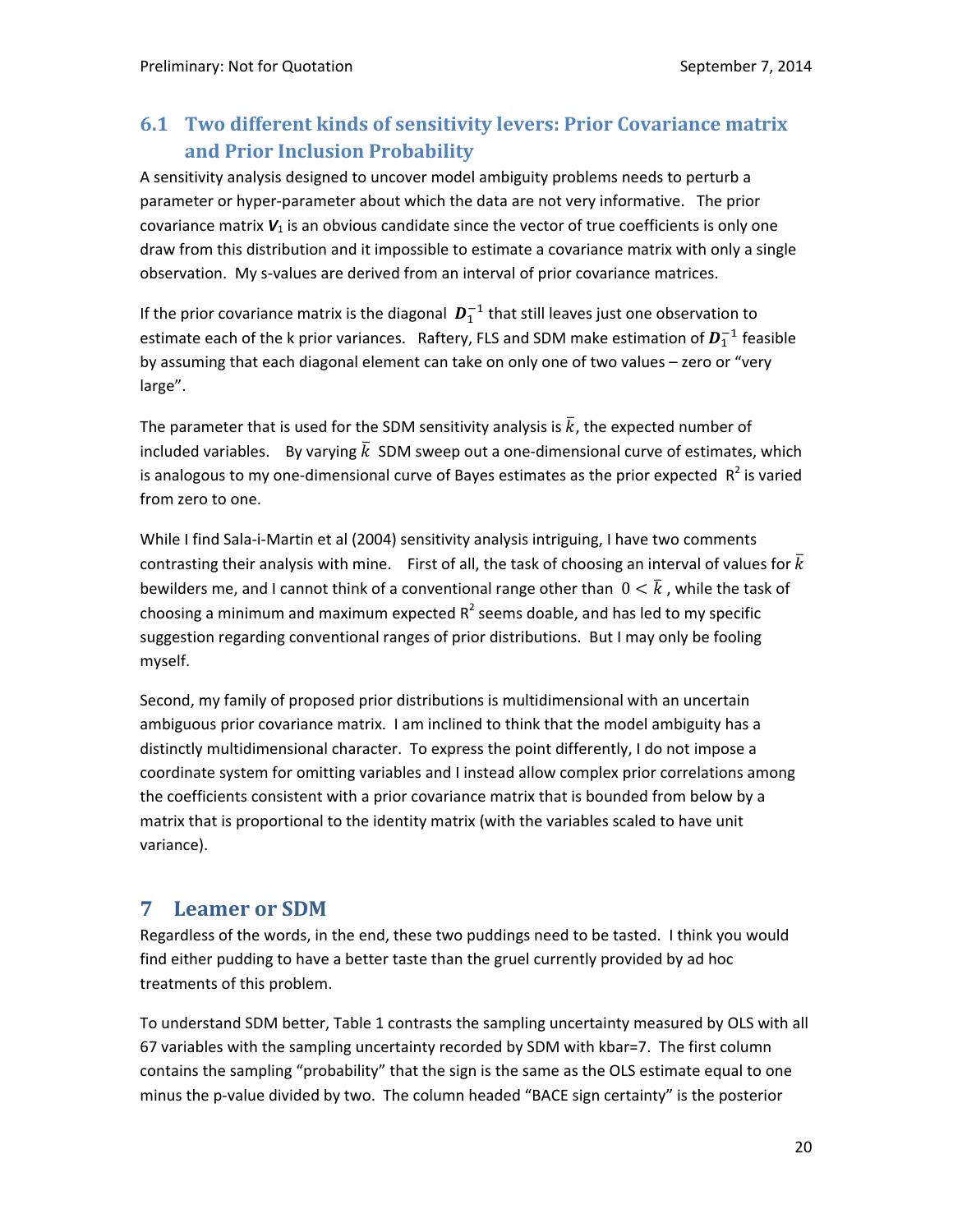## 6.1 Two different kinds of sensitivity levers: Prior Covariance matrix and Prior Inclusion Probability

A sensitivity analysis designed to uncover model ambiguity problems needs to perturb a parameter or hyper-parameter about which the data are not very informative. The prior covariance matrix $\boldsymbol{V}_1$ is an obvious candidate since the vector of true coefficients is only one draw from this distribution and it impossible to estimate a covariance matrix with only a single observation. My s-values are derived from an interval of prior covariance matrices.

If the prior covariance matrix is the diagonal $\boldsymbol{D}_1^{-1}$ that still leaves just one observation to estimate each of the k prior variances. Raftery, FLS and SDM make estimation of $\boldsymbol{D}_1^{-1}$ feasible by assuming that each diagonal element can take on only one of two values – zero or "very large".

The parameter that is used for the SDM sensitivity analysis is $\bar{k}$, the expected number of included variables. By varying $\bar{k}$ SDM sweep out a one-dimensional curve of estimates, which is analogous to my one-dimensional curve of Bayes estimates as the prior expected $R^2$ is varied from zero to one.

While I find Sala-i-Martin et al (2004) sensitivity analysis intriguing, I have two comments contrasting their analysis with mine. First of all, the task of choosing an interval of values for $\bar{k}$ bewilders me, and I cannot think of a conventional range other than $0 < \bar{k}$, while the task of choosing a minimum and maximum expected $R^2$ seems doable, and has led to my specific suggestion regarding conventional ranges of prior distributions. But I may only be fooling myself.

Second, my family of proposed prior distributions is multidimensional with an uncertain ambiguous prior covariance matrix. I am inclined to think that the model ambiguity has a distinctly multidimensional character. To express the point differently, I do not impose a coordinate system for omitting variables and I instead allow complex prior correlations among the coefficients consistent with a prior covariance matrix that is bounded from below by a matrix that is proportional to the identity matrix (with the variables scaled to have unit variance).

# 7 Leamer or SDM

Regardless of the words, in the end, these two puddings need to be tasted. I think you would find either pudding to have a better taste than the gruel currently provided by ad hoc treatments of this problem.

To understand SDM better, Table 1 contrasts the sampling uncertainty measured by OLS with all 67 variables with the sampling uncertainty recorded by SDM with kbar=7. The first column contains the sampling "probability" that the sign is the same as the OLS estimate equal to one minus the p-value divided by two. The column headed "BACE sign certainty" is the posterior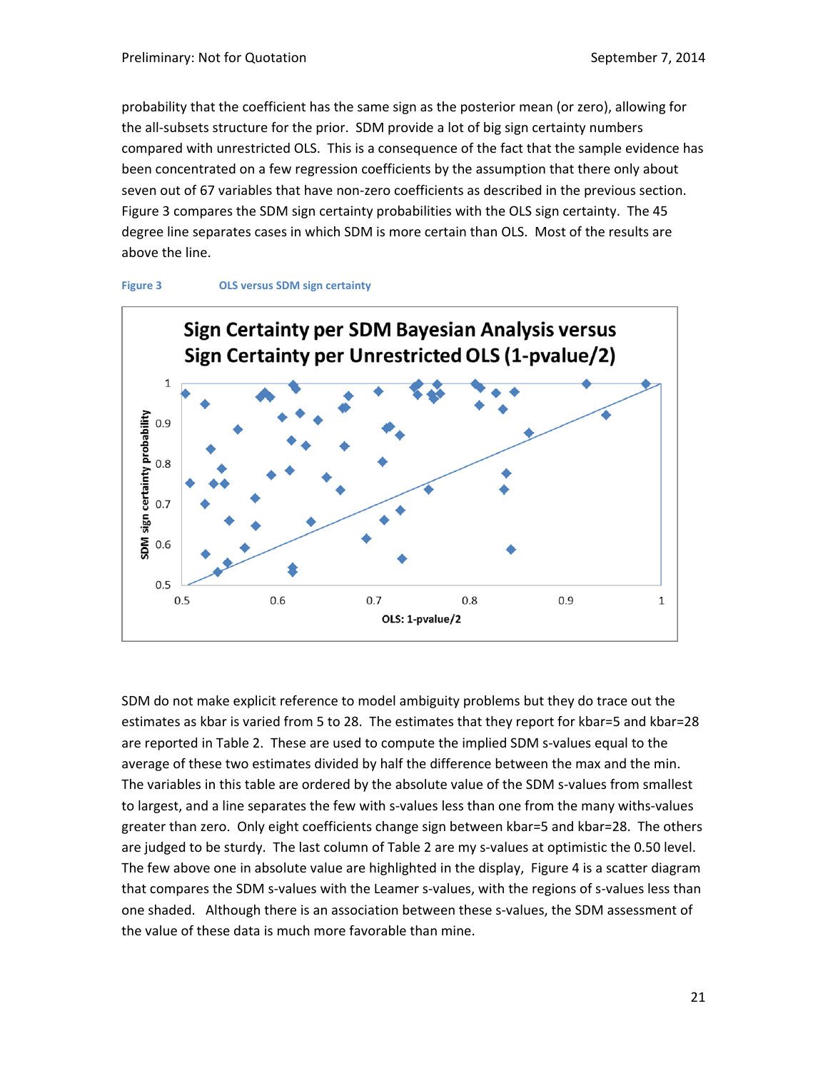probability that the coefficient has the same sign as the posterior mean (or zero), allowing for the all-subsets structure for the prior. SDM provide a lot of big sign certainty numbers compared with unrestricted OLS. This is a consequence of the fact that the sample evidence has been concentrated on a few regression coefficients by the assumption that there only about seven out of 67 variables that have non-zero coefficients as described in the previous section. Figure 3 compares the SDM sign certainty probabilities with the OLS sign certainty. The 45 degree line separates cases in which SDM is more certain than OLS. Most of the results are above the line.

**Figure 3 OLS versus SDM sign certainty**

SDM do not make explicit reference to model ambiguity problems but they do trace out the estimates as kbar is varied from 5 to 28. The estimates that they report for kbar=5 and kbar=28 are reported in Table 2. These are used to compute the implied SDM s-values equal to the average of these two estimates divided by half the difference between the max and the min. The variables in this table are ordered by the absolute value of the SDM s-values from smallest to largest, and a line separates the few with s-values less than one from the many withs-values greater than zero. Only eight coefficients change sign between kbar=5 and kbar=28. The others are judged to be sturdy. The last column of Table 2 are my s-values at optimistic the 0.50 level. The few above one in absolute value are highlighted in the display, Figure 4 is a scatter diagram that compares the SDM s-values with the Leamer s-values, with the regions of s-values less than one shaded. Although there is an association between these s-values, the SDM assessment of the value of these data is much more favorable than mine.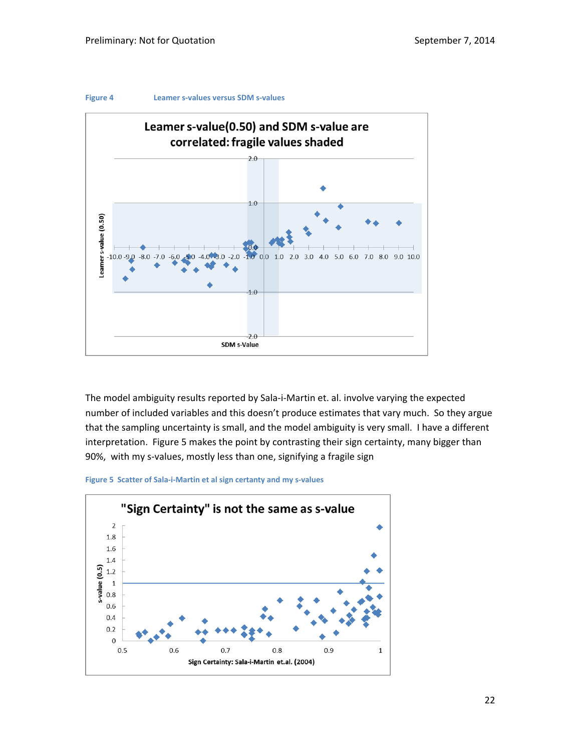Figure 4 Leamer s-values versus SDM s-values

Figure 5 makes the point by contrasting their sign certainty, many bigger than 90%, with my s-values, mostly less than one, signifying a fragile sign

The model ambiguity results reported by Sala-i-Martin et. al. involve varying the expected number of included variables and this doesn't produce estimates that vary much. So they argue that the sampling uncertainty is small, and the model ambiguity is very small. I have a different interpretation. Figure 5 makes the point by contrasting their sign certainty, many bigger than 90%, with my s-values, mostly less than one, signifying a fragile sign

Figure 5 Scatter of Sala-i-Martin et al sign certanty and my s-values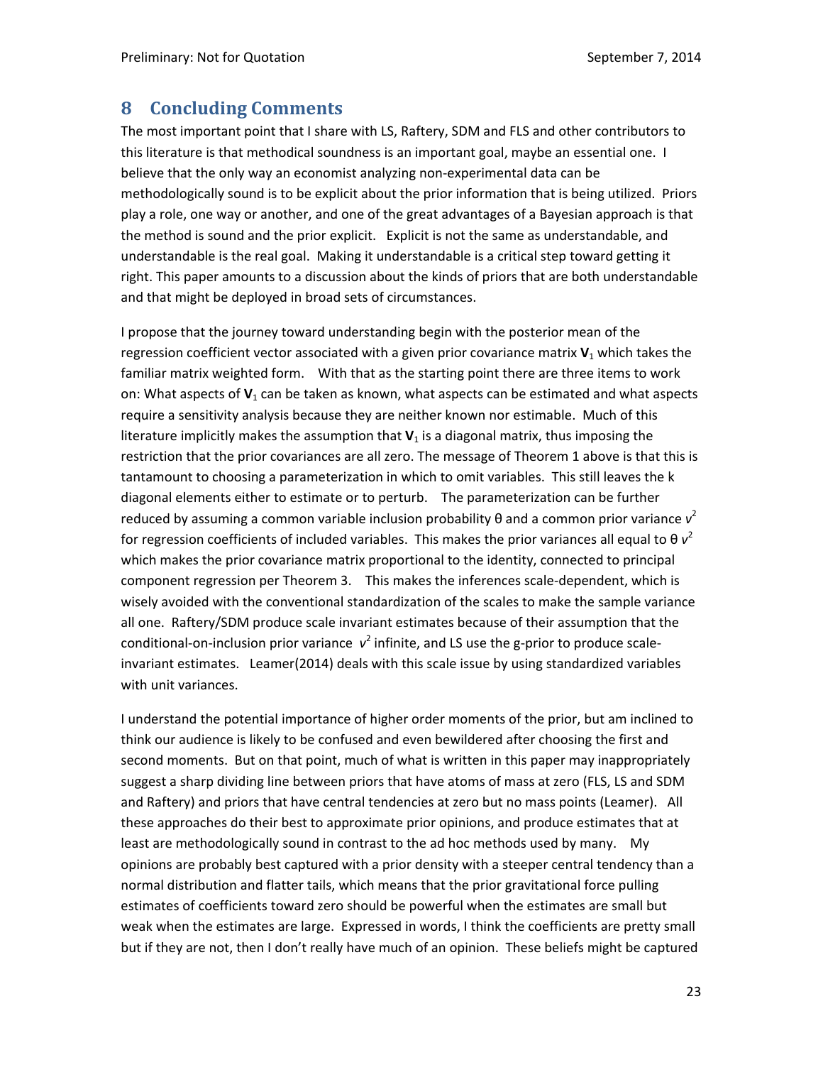## 8 Concluding Comments

The most important point that I share with LS, Raftery, SDM and FLS and other contributors to this literature is that methodical soundness is an important goal, maybe an essential one. I believe that the only way an economist analyzing non-experimental data can be methodologically sound is to be explicit about the prior information that is being utilized. Priors play a role, one way or another, and one of the great advantages of a Bayesian approach is that the method is sound and the prior explicit. Explicit is not the same as understandable, and understandable is the real goal. Making it understandable is a critical step toward getting it right. This paper amounts to a discussion about the kinds of priors that are both understandable and that might be deployed in broad sets of circumstances.

I propose that the journey toward understanding begin with the posterior mean of the regression coefficient vector associated with a given prior covariance matrix $\mathbf{V}_1$ which takes the familiar matrix weighted form. With that as the starting point there are three items to work on: What aspects of $\mathbf{V}_1$ can be taken as known, what aspects can be estimated and what aspects require a sensitivity analysis because they are neither known nor estimable. Much of this literature implicitly makes the assumption that $\mathbf{V}_1$ is a diagonal matrix, thus imposing the restriction that the prior covariances are all zero. The message of Theorem 1 above is that this is tantamount to choosing a parameterization in which to omit variables. This still leaves the k diagonal elements either to estimate or to perturb. The parameterization can be further reduced by assuming a common variable inclusion probability θ and a common prior variance $v^2$ for regression coefficients of included variables. This makes the prior variances all equal to θ $v^2$ which makes the prior covariance matrix proportional to the identity, connected to principal component regression per Theorem 3. This makes the inferences scale-dependent, which is wisely avoided with the conventional standardization of the scales to make the sample variance all one. Raftery/SDM produce scale invariant estimates because of their assumption that the conditional-on-inclusion prior variance $v^2$ infinite, and LS use the g-prior to produce scale-invariant estimates. Leamer(2014) deals with this scale issue by using standardized variables with unit variances.

I understand the potential importance of higher order moments of the prior, but am inclined to think our audience is likely to be confused and even bewildered after choosing the first and second moments. But on that point, much of what is written in this paper may inappropriately suggest a sharp dividing line between priors that have atoms of mass at zero (FLS, LS and SDM and Raftery) and priors that have central tendencies at zero but no mass points (Leamer). All these approaches do their best to approximate prior opinions, and produce estimates that at least are methodologically sound in contrast to the ad hoc methods used by many. My opinions are probably best captured with a prior density with a steeper central tendency than a normal distribution and flatter tails, which means that the prior gravitational force pulling estimates of coefficients toward zero should be powerful when the estimates are small but weak when the estimates are large. Expressed in words, I think the coefficients are pretty small but if they are not, then I don't really have much of an opinion. These beliefs might be captured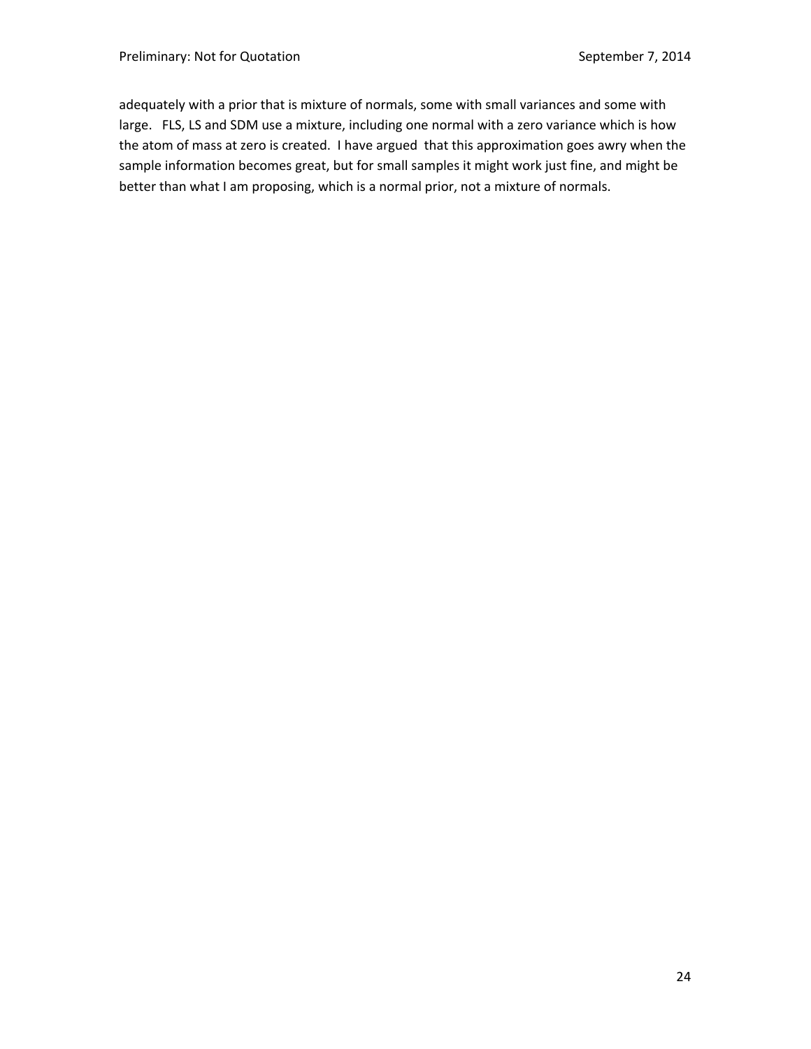adequately with a prior that is mixture of normals, some with small variances and some with large. FLS, LS and SDM use a mixture, including one normal with a zero variance which is how the atom of mass at zero is created. I have argued that this approximation goes awry when the sample information becomes great, but for small samples it might work just fine, and might be better than what I am proposing, which is a normal prior, not a mixture of normals.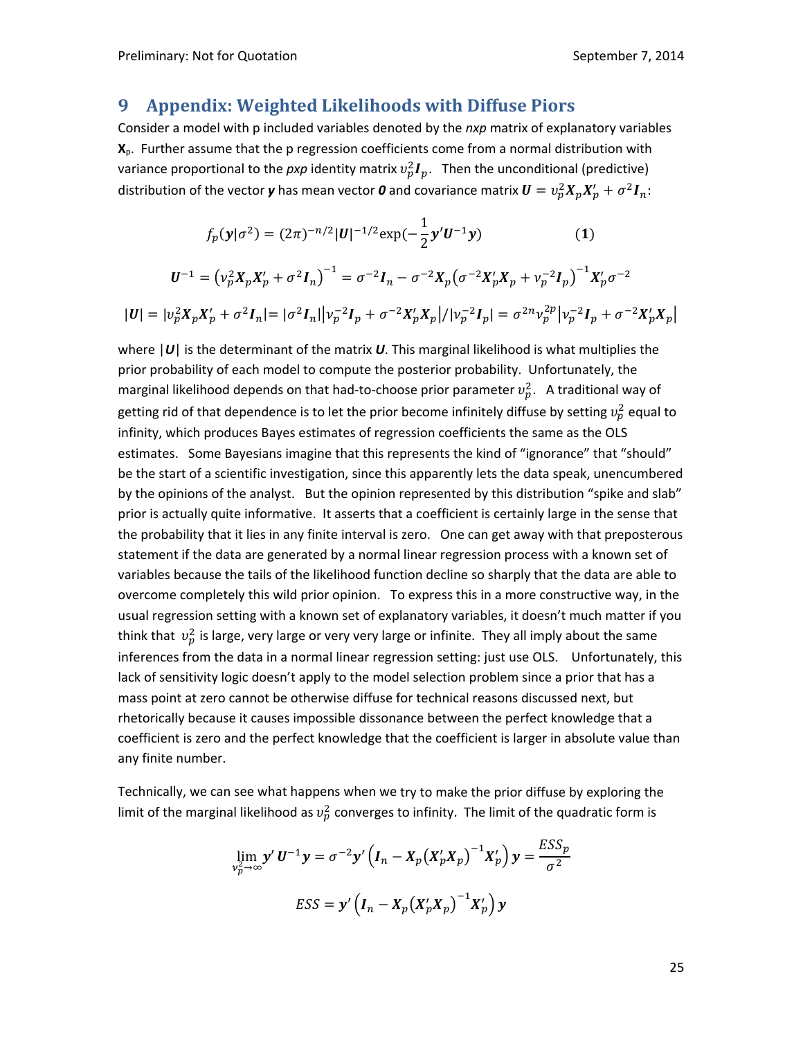# 9 Appendix: Weighted Likelihoods with Diffuse Piors

Consider a model with p included variables denoted by the *nxp* matrix of explanatory variables $\mathbf{X}_p$. Further assume that the p regression coefficients come from a normal distribution with variance proportional to the *pxp* identity matrix $\upsilon_p^2 \boldsymbol{I}_p$. Then the unconditional (predictive) distribution of the vector $\boldsymbol{y}$ has mean vector $\boldsymbol{0}$ and covariance matrix $\boldsymbol{U} = \upsilon_p^2 \boldsymbol{X}_p \boldsymbol{X}_p' + \sigma^2 \boldsymbol{I}_n$:

$$f_p(\boldsymbol{y}|\sigma^2) = (2\pi)^{-n/2} |\boldsymbol{U}|^{-1/2} \exp(-\frac{1}{2}\boldsymbol{y}'\boldsymbol{U}^{-1}\boldsymbol{y}) \qquad (\mathbf{1})$$

$$\boldsymbol{U}^{-1} = \left(\upsilon_p^2 \boldsymbol{X}_p \boldsymbol{X}_p' + \sigma^2 \boldsymbol{I}_n\right)^{-1} = \sigma^{-2}\boldsymbol{I}_n - \sigma^{-2}\boldsymbol{X}_p\left(\sigma^{-2}\boldsymbol{X}_p'\boldsymbol{X}_p + \nu_p^{-2}\boldsymbol{I}_p\right)^{-1}\boldsymbol{X}_p'\sigma^{-2}$$

$$|\boldsymbol{U}| = |\upsilon_p^2 \boldsymbol{X}_p \boldsymbol{X}_p' + \sigma^2 \boldsymbol{I}_n| = |\sigma^2 \boldsymbol{I}_n|\left|\nu_p^{-2}\boldsymbol{I}_p + \sigma^{-2}\boldsymbol{X}_p'\boldsymbol{X}_p\right| / |\nu_p^{-2}\boldsymbol{I}_p| = \sigma^{2n}\nu_p^{2p}\left|\nu_p^{-2}\boldsymbol{I}_p + \sigma^{-2}\boldsymbol{X}_p'\boldsymbol{X}_p\right|$$

where $|\boldsymbol{U}|$ is the determinant of the matrix $\boldsymbol{U}$. This marginal likelihood is what multiplies the prior probability of each model to compute the posterior probability. Unfortunately, the marginal likelihood depends on that had-to-choose prior parameter $\upsilon_p^2$. A traditional way of getting rid of that dependence is to let the prior become infinitely diffuse by setting $\upsilon_p^2$ equal to infinity, which produces Bayes estimates of regression coefficients the same as the OLS estimates. Some Bayesians imagine that this represents the kind of "ignorance" that "should" be the start of a scientific investigation, since this apparently lets the data speak, unencumbered by the opinions of the analyst. But the opinion represented by this distribution "spike and slab" prior is actually quite informative. It asserts that a coefficient is certainly large in the sense that the probability that it lies in any finite interval is zero. One can get away with that preposterous statement if the data are generated by a normal linear regression process with a known set of variables because the tails of the likelihood function decline so sharply that the data are able to overcome completely this wild prior opinion. To express this in a more constructive way, in the usual regression setting with a known set of explanatory variables, it doesn't much matter if you think that $\upsilon_p^2$ is large, very large or very very large or infinite. They all imply about the same inferences from the data in a normal linear regression setting: just use OLS. Unfortunately, this lack of sensitivity logic doesn't apply to the model selection problem since a prior that has a mass point at zero cannot be otherwise diffuse for technical reasons discussed next, but rhetorically because it causes impossible dissonance between the perfect knowledge that a coefficient is zero and the perfect knowledge that the coefficient is larger in absolute value than any finite number.

Technically, we can see what happens when we try to make the prior diffuse by exploring the limit of the marginal likelihood as $\upsilon_p^2$ converges to infinity. The limit of the quadratic form is

$$\lim_{\nu_p^2 \to \infty} \boldsymbol{y}'\,\boldsymbol{U}^{-1}\boldsymbol{y} = \sigma^{-2}\boldsymbol{y}'\left(\boldsymbol{I}_n - \boldsymbol{X}_p\left(\boldsymbol{X}_p'\boldsymbol{X}_p\right)^{-1}\boldsymbol{X}_p'\right)\boldsymbol{y} = \frac{ESS_p}{\sigma^2}$$

$$ESS = \boldsymbol{y}'\left(\boldsymbol{I}_n - \boldsymbol{X}_p\left(\boldsymbol{X}_p'\boldsymbol{X}_p\right)^{-1}\boldsymbol{X}_p'\right)\boldsymbol{y}$$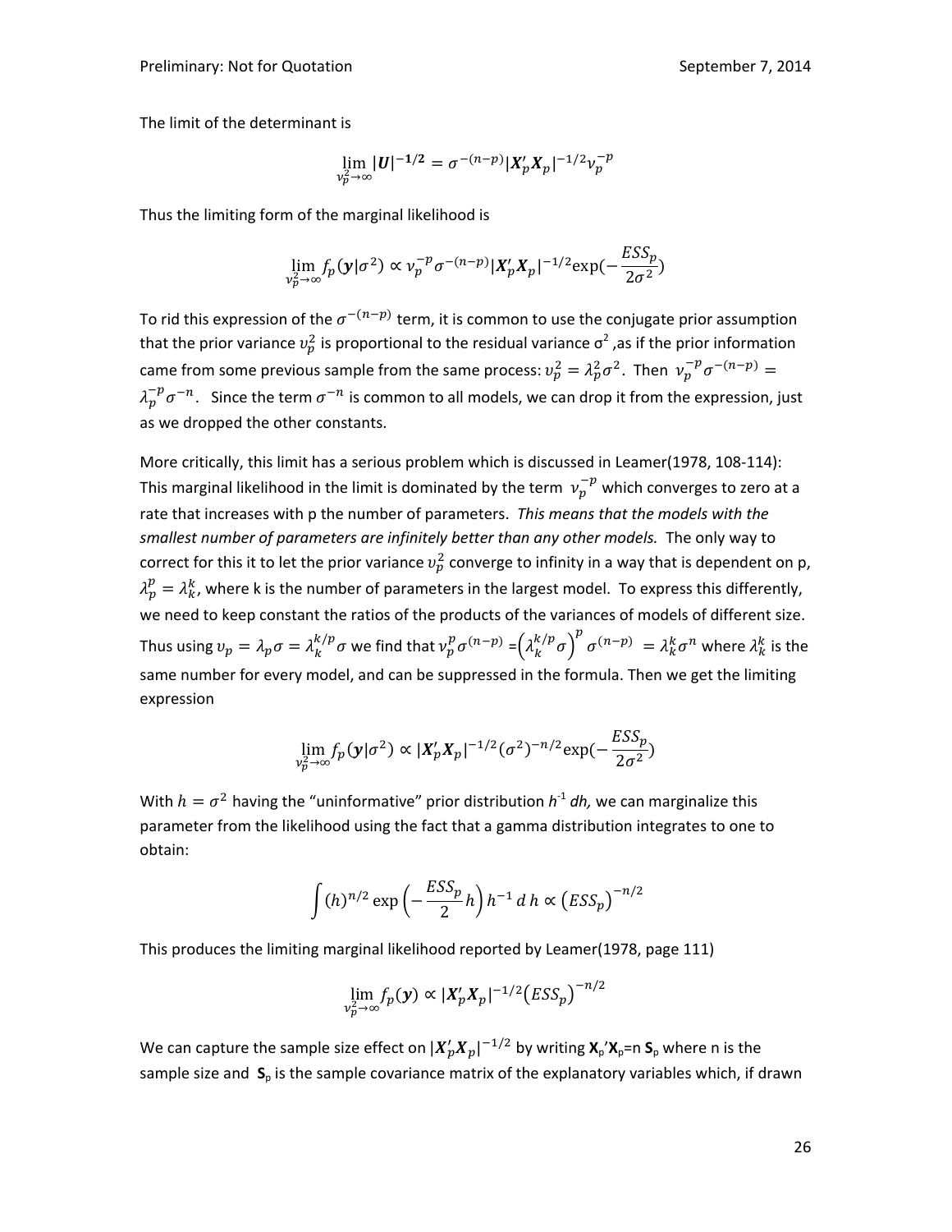The limit of the determinant is

$$\lim_{\nu_p^2 \to \infty} |\boldsymbol{U}|^{-\mathbf{1/2}} = \sigma^{-(n-p)} |\boldsymbol{X}_p' \boldsymbol{X}_p|^{-1/2} \nu_p^{-p}$$

Thus the limiting form of the marginal likelihood is

$$\lim_{\nu_p^2 \to \infty} f_p(\boldsymbol{y}|\sigma^2) \propto \nu_p^{-p} \sigma^{-(n-p)} |\boldsymbol{X}_p' \boldsymbol{X}_p|^{-1/2} \exp(-\frac{ESS_p}{2\sigma^2})$$

To rid this expression of the $\sigma^{-(n-p)}$ term, it is common to use the conjugate prior assumption that the prior variance $\upsilon_p^2$ is proportional to the residual variance $\sigma^2$ ,as if the prior information came from some previous sample from the same process: $\upsilon_p^2 = \lambda_p^2 \sigma^2$. Then $\nu_p^{-p} \sigma^{-(n-p)} = \lambda_p^{-p} \sigma^{-n}$. Since the term $\sigma^{-n}$ is common to all models, we can drop it from the expression, just as we dropped the other constants.

More critically, this limit has a serious problem which is discussed in Leamer(1978, 108-114): This marginal likelihood in the limit is dominated by the term $\nu_p^{-p}$ which converges to zero at a rate that increases with p the number of parameters. *This means that the models with the smallest number of parameters are infinitely better than any other models.* The only way to correct for this it to let the prior variance $\upsilon_p^2$ converge to infinity in a way that is dependent on p, $\lambda_p^p = \lambda_k^k$, where k is the number of parameters in the largest model. To express this differently, we need to keep constant the ratios of the products of the variances of models of different size. Thus using $\upsilon_p = \lambda_p \sigma = \lambda_k^{k/p} \sigma$ we find that $\nu_p^p \sigma^{(n-p)} = \left(\lambda_k^{k/p} \sigma\right)^p \sigma^{(n-p)} = \lambda_k^k \sigma^n$ where $\lambda_k^k$ is the same number for every model, and can be suppressed in the formula. Then we get the limiting expression

$$\lim_{\nu_p^2 \to \infty} f_p(\boldsymbol{y}|\sigma^2) \propto |\boldsymbol{X}_p' \boldsymbol{X}_p|^{-1/2} (\sigma^2)^{-n/2} \exp(-\frac{ESS_p}{2\sigma^2})$$

With $h = \sigma^2$ having the "uninformative" prior distribution $h^{-1}$ *dh,* we can marginalize this parameter from the likelihood using the fact that a gamma distribution integrates to one to obtain:

$$\int (h)^{n/2} \exp\left(-\frac{ESS_p}{2} h\right) h^{-1}\, d\, h \propto \left(ESS_p\right)^{-n/2}$$

This produces the limiting marginal likelihood reported by Leamer(1978, page 111)

$$\lim_{\nu_p^2 \to \infty} f_p(\boldsymbol{y}) \propto |\boldsymbol{X}_p' \boldsymbol{X}_p|^{-1/2} \left(ESS_p\right)^{-n/2}$$

We can capture the sample size effect on $|\boldsymbol{X}_p' \boldsymbol{X}_p|^{-1/2}$ by writing $\mathbf{X}_p'\mathbf{X}_p = n\,\mathbf{S}_p$ where n is the sample size and $\mathbf{S}_p$ is the sample covariance matrix of the explanatory variables which, if drawn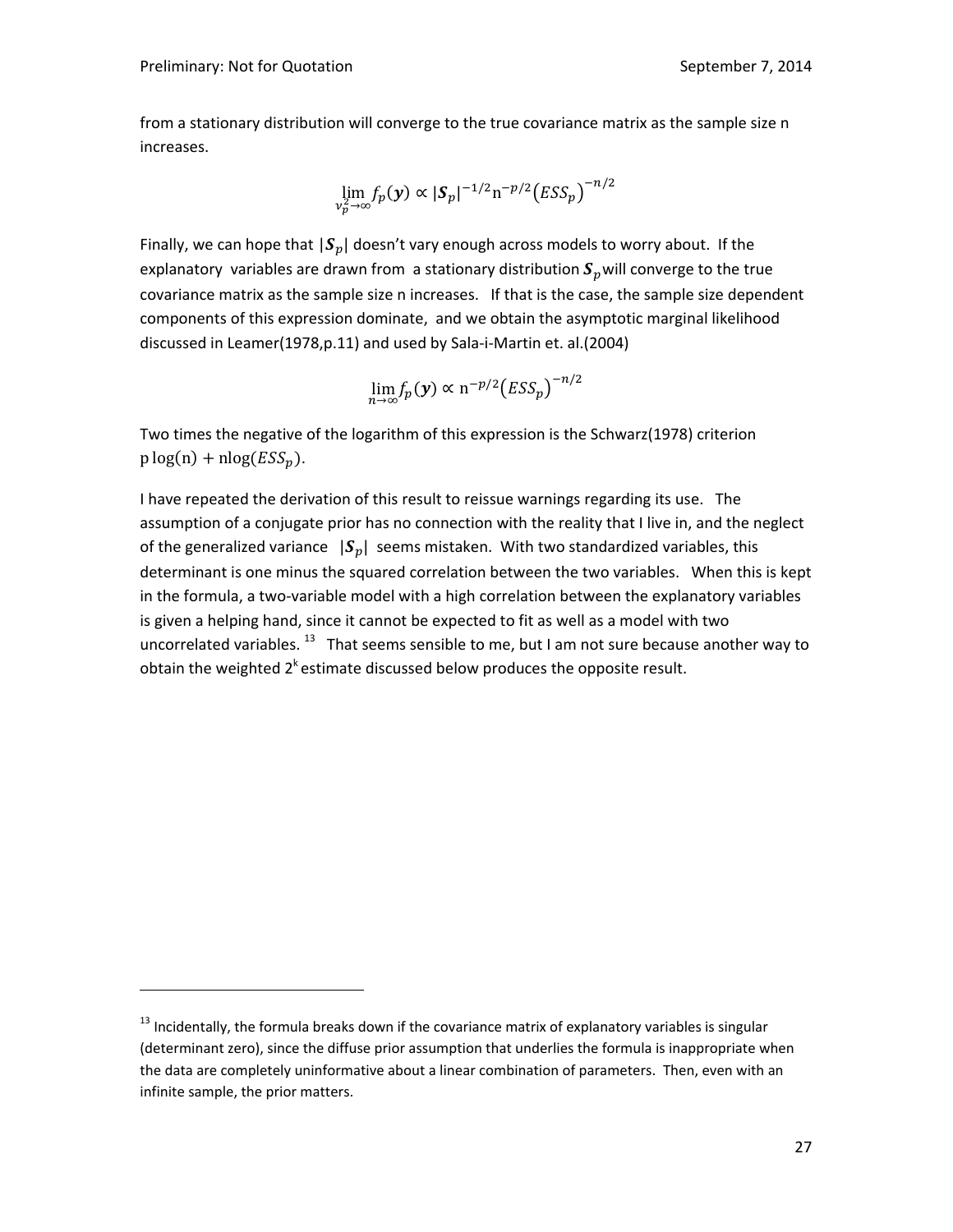from a stationary distribution will converge to the true covariance matrix as the sample size n increases.

$$\lim_{\nu_p^2 \to \infty} f_p(\boldsymbol{y}) \propto |\boldsymbol{S}_p|^{-1/2} \mathrm{n}^{-p/2} \left(ESS_p\right)^{-n/2}$$

Finally, we can hope that $|\boldsymbol{S}_p|$ doesn't vary enough across models to worry about. If the explanatory variables are drawn from a stationary distribution $\boldsymbol{S}_p$ will converge to the true covariance matrix as the sample size n increases. If that is the case, the sample size dependent components of this expression dominate, and we obtain the asymptotic marginal likelihood discussed in Leamer(1978,p.11) and used by Sala-i-Martin et. al.(2004)

$$\lim_{n \to \infty} f_p(\boldsymbol{y}) \propto \mathrm{n}^{-p/2} \left(ESS_p\right)^{-n/2}$$

Two times the negative of the logarithm of this expression is the Schwarz(1978) criterion $\mathrm{p}\log(\mathrm{n}) + \mathrm{n}\log(ESS_p)$.

I have repeated the derivation of this result to reissue warnings regarding its use. The assumption of a conjugate prior has no connection with the reality that I live in, and the neglect of the generalized variance $|\boldsymbol{S}_p|$ seems mistaken. With two standardized variables, this determinant is one minus the squared correlation between the two variables. When this is kept in the formula, a two-variable model with a high correlation between the explanatory variables is given a helping hand, since it cannot be expected to fit as well as a model with two uncorrelated variables.[13] That seems sensible to me, but I am not sure because another way to obtain the weighted $2^k$ estimate discussed below produces the opposite result.

[13] Incidentally, the formula breaks down if the covariance matrix of explanatory variables is singular (determinant zero), since the diffuse prior assumption that underlies the formula is inappropriate when the data are completely uninformative about a linear combination of parameters. Then, even with an infinite sample, the prior matters.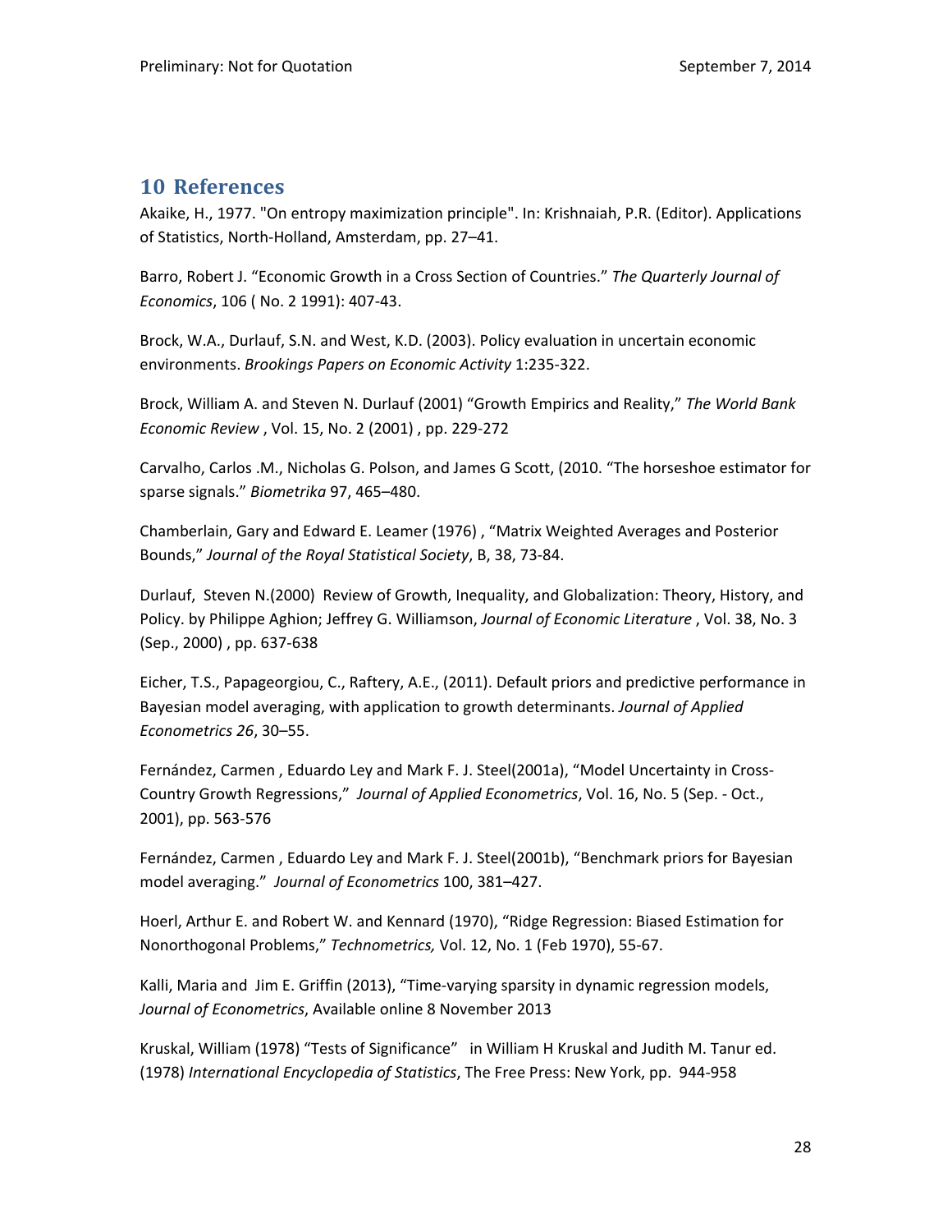# 10 References

Akaike, H., 1977. "On entropy maximization principle". In: Krishnaiah, P.R. (Editor). Applications of Statistics, North-Holland, Amsterdam, pp. 27–41.

Barro, Robert J. "Economic Growth in a Cross Section of Countries." *The Quarterly Journal of Economics*, 106 ( No. 2 1991): 407-43.

Brock, W.A., Durlauf, S.N. and West, K.D. (2003). Policy evaluation in uncertain economic environments. *Brookings Papers on Economic Activity* 1:235-322.

Brock, William A. and Steven N. Durlauf (2001) "Growth Empirics and Reality," *The World Bank Economic Review* , Vol. 15, No. 2 (2001) , pp. 229-272

Carvalho, Carlos .M., Nicholas G. Polson, and James G Scott, (2010. "The horseshoe estimator for sparse signals." *Biometrika* 97, 465–480.

Chamberlain, Gary and Edward E. Leamer (1976) , "Matrix Weighted Averages and Posterior Bounds," *Journal of the Royal Statistical Society*, B, 38, 73-84.

Durlauf, Steven N.(2000) Review of Growth, Inequality, and Globalization: Theory, History, and Policy. by Philippe Aghion; Jeffrey G. Williamson, *Journal of Economic Literature* , Vol. 38, No. 3 (Sep., 2000) , pp. 637-638

Eicher, T.S., Papageorgiou, C., Raftery, A.E., (2011). Default priors and predictive performance in Bayesian model averaging, with application to growth determinants. *Journal of Applied Econometrics 26*, 30–55.

Fernández, Carmen , Eduardo Ley and Mark F. J. Steel(2001a), "Model Uncertainty in Cross-Country Growth Regressions," *Journal of Applied Econometrics*, Vol. 16, No. 5 (Sep. - Oct., 2001), pp. 563-576

Fernández, Carmen , Eduardo Ley and Mark F. J. Steel(2001b), "Benchmark priors for Bayesian model averaging." *Journal of Econometrics* 100, 381–427.

Hoerl, Arthur E. and Robert W. and Kennard (1970), "Ridge Regression: Biased Estimation for Nonorthogonal Problems," *Technometrics,* Vol. 12, No. 1 (Feb 1970), 55-67.

Kalli, Maria and Jim E. Griffin (2013), "Time-varying sparsity in dynamic regression models, *Journal of Econometrics*, Available online 8 November 2013

Kruskal, William (1978) "Tests of Significance" in William H Kruskal and Judith M. Tanur ed. (1978) *International Encyclopedia of Statistics*, The Free Press: New York, pp. 944-958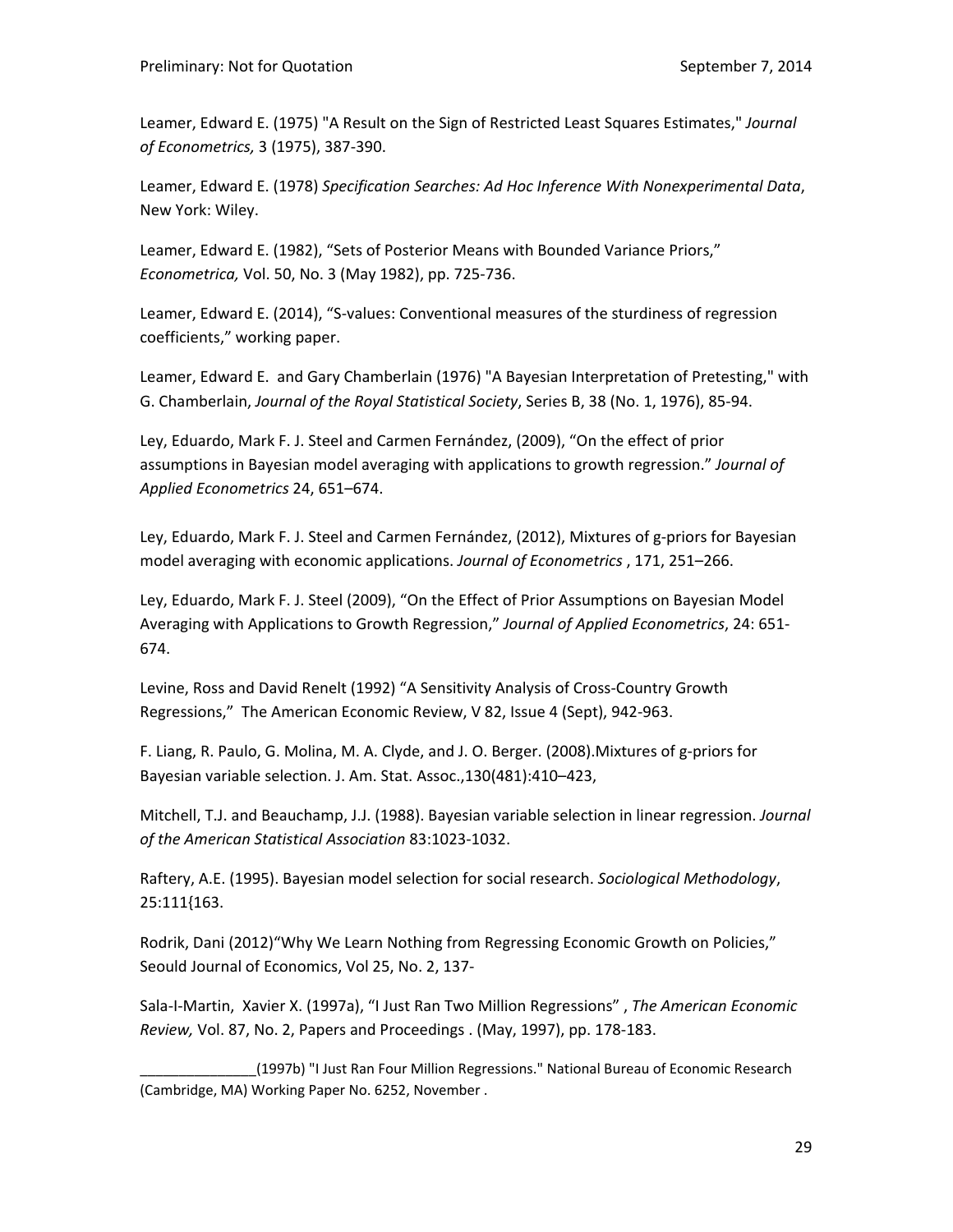Leamer, Edward E. (1975) "A Result on the Sign of Restricted Least Squares Estimates," *Journal of Econometrics,* 3 (1975), 387-390.

Leamer, Edward E. (1978) *Specification Searches: Ad Hoc Inference With Nonexperimental Data*, New York: Wiley.

Leamer, Edward E. (1982), "Sets of Posterior Means with Bounded Variance Priors," *Econometrica,* Vol. 50, No. 3 (May 1982), pp. 725-736.

Leamer, Edward E. (2014), "S-values: Conventional measures of the sturdiness of regression coefficients," working paper.

Leamer, Edward E. and Gary Chamberlain (1976) "A Bayesian Interpretation of Pretesting," with G. Chamberlain, *Journal of the Royal Statistical Society*, Series B, 38 (No. 1, 1976), 85-94.

Ley, Eduardo, Mark F. J. Steel and Carmen Fernández, (2009), "On the effect of prior assumptions in Bayesian model averaging with applications to growth regression." *Journal of Applied Econometrics* 24, 651–674.

Ley, Eduardo, Mark F. J. Steel and Carmen Fernández, (2012), Mixtures of g-priors for Bayesian model averaging with economic applications. *Journal of Econometrics* , 171, 251–266.

Ley, Eduardo, Mark F. J. Steel (2009), "On the Effect of Prior Assumptions on Bayesian Model Averaging with Applications to Growth Regression," *Journal of Applied Econometrics*, 24: 651-674.

Levine, Ross and David Renelt (1992) "A Sensitivity Analysis of Cross-Country Growth Regressions," The American Economic Review, V 82, Issue 4 (Sept), 942-963.

F. Liang, R. Paulo, G. Molina, M. A. Clyde, and J. O. Berger. (2008).Mixtures of g-priors for Bayesian variable selection. J. Am. Stat. Assoc.,130(481):410–423,

Mitchell, T.J. and Beauchamp, J.J. (1988). Bayesian variable selection in linear regression. *Journal of the American Statistical Association* 83:1023-1032.

Raftery, A.E. (1995). Bayesian model selection for social research. *Sociological Methodology*, 25:111{163.

Rodrik, Dani (2012)"Why We Learn Nothing from Regressing Economic Growth on Policies," Seould Journal of Economics, Vol 25, No. 2, 137-

Sala-I-Martin, Xavier X. (1997a), "I Just Ran Two Million Regressions" , *The American Economic Review,* Vol. 87, No. 2, Papers and Proceedings . (May, 1997), pp. 178-183.

_______________(1997b) "I Just Ran Four Million Regressions." National Bureau of Economic Research (Cambridge, MA) Working Paper No. 6252, November .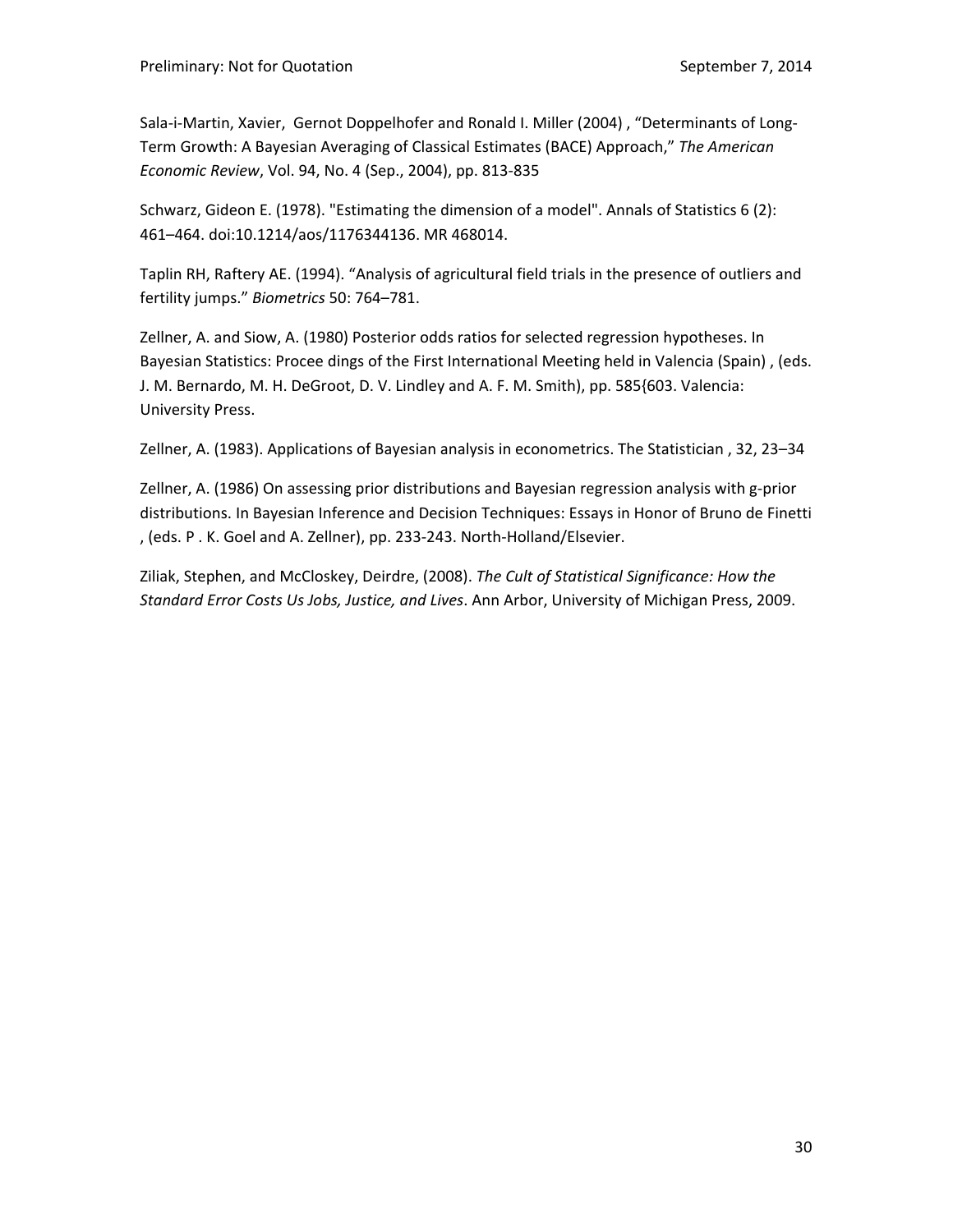Sala-i-Martin, Xavier, Gernot Doppelhofer and Ronald I. Miller (2004) , "Determinants of Long-Term Growth: A Bayesian Averaging of Classical Estimates (BACE) Approach," *The American Economic Review*, Vol. 94, No. 4 (Sep., 2004), pp. 813-835

Schwarz, Gideon E. (1978). "Estimating the dimension of a model". Annals of Statistics 6 (2): 461–464. doi:10.1214/aos/1176344136. MR 468014.

Taplin RH, Raftery AE. (1994). "Analysis of agricultural field trials in the presence of outliers and fertility jumps." *Biometrics* 50: 764–781.

Zellner, A. and Siow, A. (1980) Posterior odds ratios for selected regression hypotheses. In Bayesian Statistics: Procee dings of the First International Meeting held in Valencia (Spain) , (eds. J. M. Bernardo, M. H. DeGroot, D. V. Lindley and A. F. M. Smith), pp. 585{603. Valencia: University Press.

Zellner, A. (1983). Applications of Bayesian analysis in econometrics. The Statistician , 32, 23–34

Zellner, A. (1986) On assessing prior distributions and Bayesian regression analysis with g-prior distributions. In Bayesian Inference and Decision Techniques: Essays in Honor of Bruno de Finetti , (eds. P . K. Goel and A. Zellner), pp. 233-243. North-Holland/Elsevier.

Ziliak, Stephen, and McCloskey, Deirdre, (2008). *The Cult of Statistical Significance: How the Standard Error Costs Us Jobs, Justice, and Lives*. Ann Arbor, University of Michigan Press, 2009.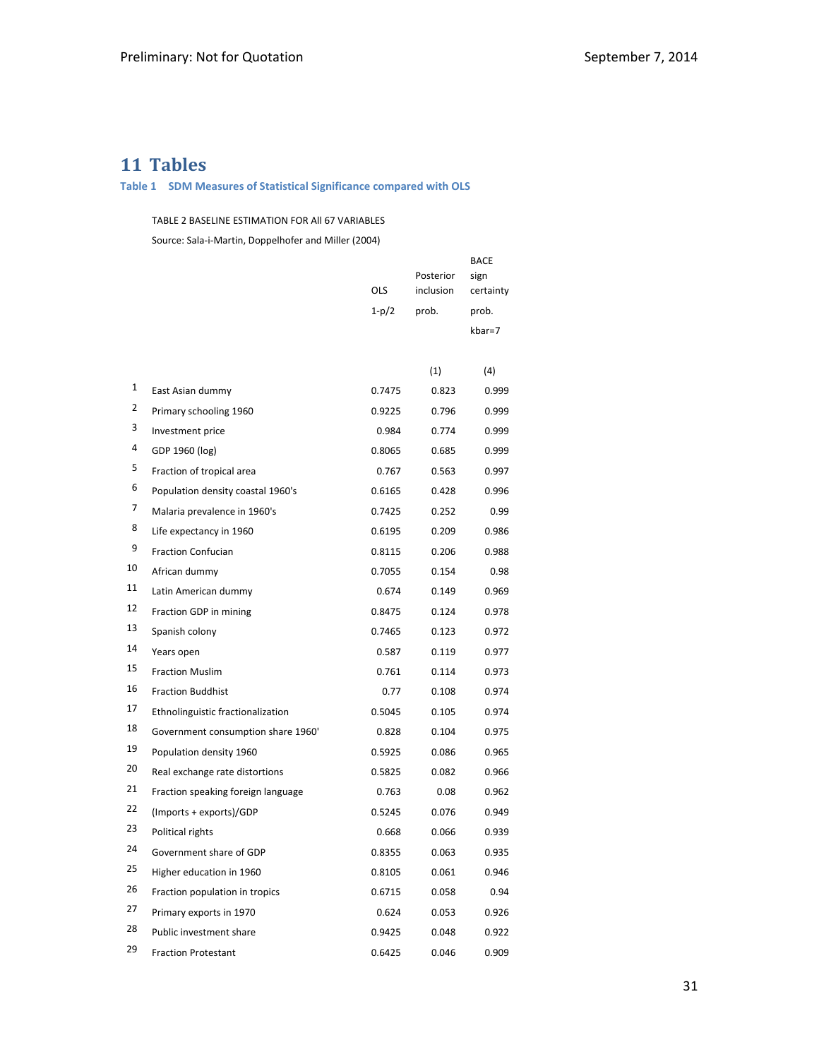# 11 Tables

### Table 1 SDM Measures of Statistical Significance compared with OLS

TABLE 2 BASELINE ESTIMATION FOR All 67 VARIABLES

Source: Sala-i-Martin, Doppelhofer and Miller (2004)

| | | OLS | Posterior inclusion | BACE sign certainty |
|---|---|---|---|---|
| | | 1-p/2 | prob. | prob. |
| | | | | kbar=7 |
| | | | (1) | (4) |
| 1 | East Asian dummy | 0.7475 | 0.823 | 0.999 |
| 2 | Primary schooling 1960 | 0.9225 | 0.796 | 0.999 |
| 3 | Investment price | 0.984 | 0.774 | 0.999 |
| 4 | GDP 1960 (log) | 0.8065 | 0.685 | 0.999 |
| 5 | Fraction of tropical area | 0.767 | 0.563 | 0.997 |
| 6 | Population density coastal 1960's | 0.6165 | 0.428 | 0.996 |
| 7 | Malaria prevalence in 1960's | 0.7425 | 0.252 | 0.99 |
| 8 | Life expectancy in 1960 | 0.6195 | 0.209 | 0.986 |
| 9 | Fraction Confucian | 0.8115 | 0.206 | 0.988 |
| 10 | African dummy | 0.7055 | 0.154 | 0.98 |
| 11 | Latin American dummy | 0.674 | 0.149 | 0.969 |
| 12 | Fraction GDP in mining | 0.8475 | 0.124 | 0.978 |
| 13 | Spanish colony | 0.7465 | 0.123 | 0.972 |
| 14 | Years open | 0.587 | 0.119 | 0.977 |
| 15 | Fraction Muslim | 0.761 | 0.114 | 0.973 |
| 16 | Fraction Buddhist | 0.77 | 0.108 | 0.974 |
| 17 | Ethnolinguistic fractionalization | 0.5045 | 0.105 | 0.974 |
| 18 | Government consumption share 1960' | 0.828 | 0.104 | 0.975 |
| 19 | Population density 1960 | 0.5925 | 0.086 | 0.965 |
| 20 | Real exchange rate distortions | 0.5825 | 0.082 | 0.966 |
| 21 | Fraction speaking foreign language | 0.763 | 0.08 | 0.962 |
| 22 | (Imports + exports)/GDP | 0.5245 | 0.076 | 0.949 |
| 23 | Political rights | 0.668 | 0.066 | 0.939 |
| 24 | Government share of GDP | 0.8355 | 0.063 | 0.935 |
| 25 | Higher education in 1960 | 0.8105 | 0.061 | 0.946 |
| 26 | Fraction population in tropics | 0.6715 | 0.058 | 0.94 |
| 27 | Primary exports in 1970 | 0.624 | 0.053 | 0.926 |
| 28 | Public investment share | 0.9425 | 0.048 | 0.922 |
| 29 | Fraction Protestant | 0.6425 | 0.046 | 0.909 |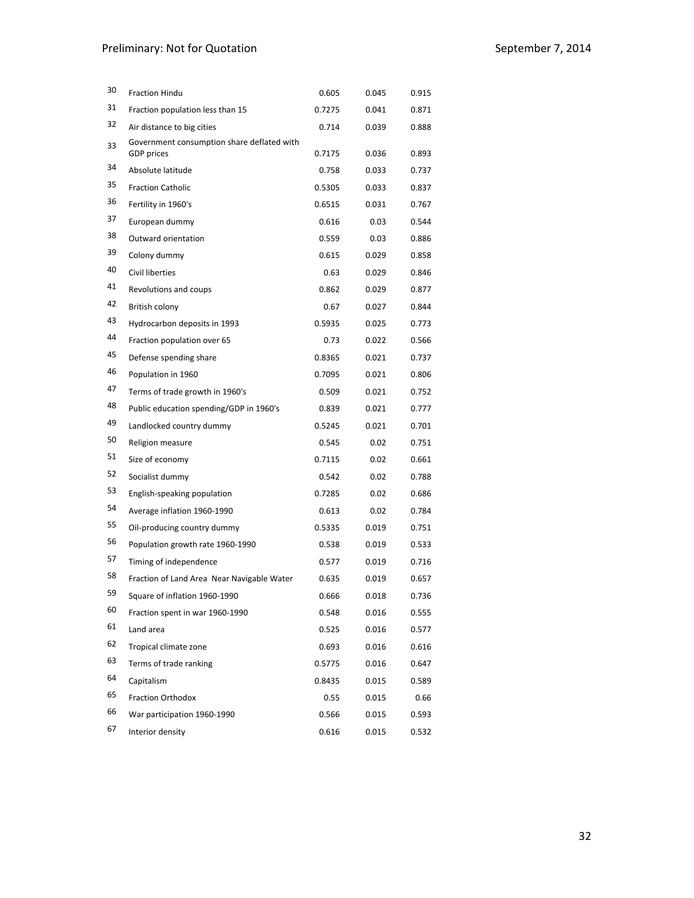| | | | | |
|---|---|---|---|---|
| 30 | Fraction Hindu | 0.605 | 0.045 | 0.915 |
| 31 | Fraction population less than 15 | 0.7275 | 0.041 | 0.871 |
| 32 | Air distance to big cities | 0.714 | 0.039 | 0.888 |
| 33 | Government consumption share deflated with GDP prices | 0.7175 | 0.036 | 0.893 |
| 34 | Absolute latitude | 0.758 | 0.033 | 0.737 |
| 35 | Fraction Catholic | 0.5305 | 0.033 | 0.837 |
| 36 | Fertility in 1960's | 0.6515 | 0.031 | 0.767 |
| 37 | European dummy | 0.616 | 0.03 | 0.544 |
| 38 | Outward orientation | 0.559 | 0.03 | 0.886 |
| 39 | Colony dummy | 0.615 | 0.029 | 0.858 |
| 40 | Civil liberties | 0.63 | 0.029 | 0.846 |
| 41 | Revolutions and coups | 0.862 | 0.029 | 0.877 |
| 42 | British colony | 0.67 | 0.027 | 0.844 |
| 43 | Hydrocarbon deposits in 1993 | 0.5935 | 0.025 | 0.773 |
| 44 | Fraction population over 65 | 0.73 | 0.022 | 0.566 |
| 45 | Defense spending share | 0.8365 | 0.021 | 0.737 |
| 46 | Population in 1960 | 0.7095 | 0.021 | 0.806 |
| 47 | Terms of trade growth in 1960's | 0.509 | 0.021 | 0.752 |
| 48 | Public education spending/GDP in 1960's | 0.839 | 0.021 | 0.777 |
| 49 | Landlocked country dummy | 0.5245 | 0.021 | 0.701 |
| 50 | Religion measure | 0.545 | 0.02 | 0.751 |
| 51 | Size of economy | 0.7115 | 0.02 | 0.661 |
| 52 | Socialist dummy | 0.542 | 0.02 | 0.788 |
| 53 | English-speaking population | 0.7285 | 0.02 | 0.686 |
| 54 | Average inflation 1960-1990 | 0.613 | 0.02 | 0.784 |
| 55 | Oil-producing country dummy | 0.5335 | 0.019 | 0.751 |
| 56 | Population growth rate 1960-1990 | 0.538 | 0.019 | 0.533 |
| 57 | Timing of independence | 0.577 | 0.019 | 0.716 |
| 58 | Fraction of Land Area Near Navigable Water | 0.635 | 0.019 | 0.657 |
| 59 | Square of inflation 1960-1990 | 0.666 | 0.018 | 0.736 |
| 60 | Fraction spent in war 1960-1990 | 0.548 | 0.016 | 0.555 |
| 61 | Land area | 0.525 | 0.016 | 0.577 |
| 62 | Tropical climate zone | 0.693 | 0.016 | 0.616 |
| 63 | Terms of trade ranking | 0.5775 | 0.016 | 0.647 |
| 64 | Capitalism | 0.8435 | 0.015 | 0.589 |
| 65 | Fraction Orthodox | 0.55 | 0.015 | 0.66 |
| 66 | War participation 1960-1990 | 0.566 | 0.015 | 0.593 |
| 67 | Interior density | 0.616 | 0.015 | 0.532 |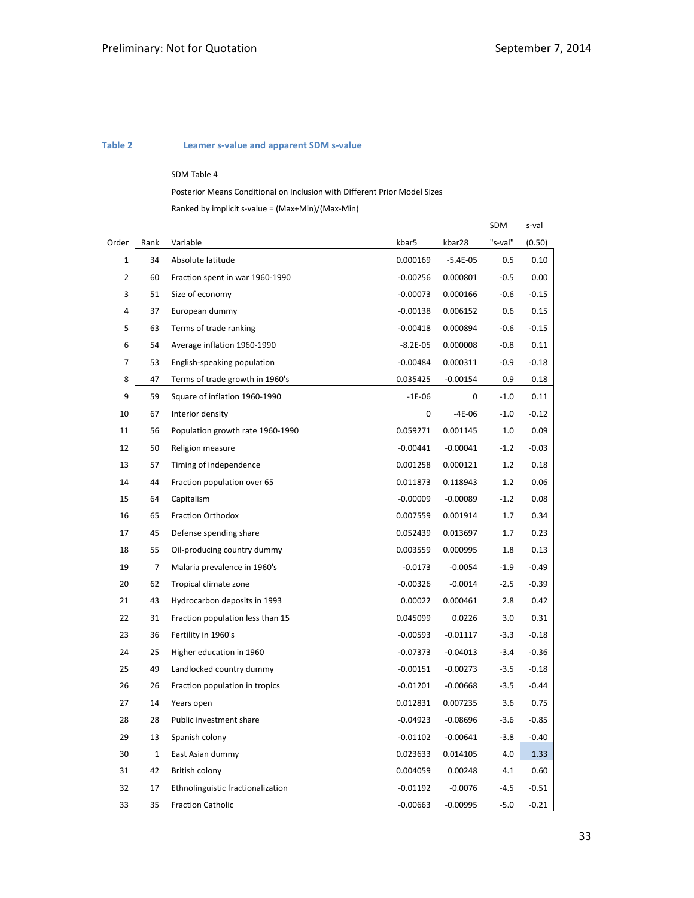**Table 2** **Leamer s-value and apparent SDM s-value**

SDM Table 4

Posterior Means Conditional on Inclusion with Different Prior Model Sizes

Ranked by implicit s-value = (Max+Min)/(Max-Min)

| Order | Rank | Variable | kbar5 | kbar28 | SDM "s-val" | s-val (0.50) |
|---|---|---|---|---|---|---|
| 1 | 34 | Absolute latitude | 0.000169 | -5.4E-05 | 0.5 | 0.10 |
| 2 | 60 | Fraction spent in war 1960-1990 | -0.00256 | 0.000801 | -0.5 | 0.00 |
| 3 | 51 | Size of economy | -0.00073 | 0.000166 | -0.6 | -0.15 |
| 4 | 37 | European dummy | -0.00138 | 0.006152 | 0.6 | 0.15 |
| 5 | 63 | Terms of trade ranking | -0.00418 | 0.000894 | -0.6 | -0.15 |
| 6 | 54 | Average inflation 1960-1990 | -8.2E-05 | 0.000008 | -0.8 | 0.11 |
| 7 | 53 | English-speaking population | -0.00484 | 0.000311 | -0.9 | -0.18 |
| 8 | 47 | Terms of trade growth in 1960's | 0.035425 | -0.00154 | 0.9 | 0.18 |
| 9 | 59 | Square of inflation 1960-1990 | -1E-06 | 0 | -1.0 | 0.11 |
| 10 | 67 | Interior density | 0 | -4E-06 | -1.0 | -0.12 |
| 11 | 56 | Population growth rate 1960-1990 | 0.059271 | 0.001145 | 1.0 | 0.09 |
| 12 | 50 | Religion measure | -0.00441 | -0.00041 | -1.2 | -0.03 |
| 13 | 57 | Timing of independence | 0.001258 | 0.000121 | 1.2 | 0.18 |
| 14 | 44 | Fraction population over 65 | 0.011873 | 0.118943 | 1.2 | 0.06 |
| 15 | 64 | Capitalism | -0.00009 | -0.00089 | -1.2 | 0.08 |
| 16 | 65 | Fraction Orthodox | 0.007559 | 0.001914 | 1.7 | 0.34 |
| 17 | 45 | Defense spending share | 0.052439 | 0.013697 | 1.7 | 0.23 |
| 18 | 55 | Oil-producing country dummy | 0.003559 | 0.000995 | 1.8 | 0.13 |
| 19 | 7 | Malaria prevalence in 1960's | -0.0173 | -0.0054 | -1.9 | -0.49 |
| 20 | 62 | Tropical climate zone | -0.00326 | -0.0014 | -2.5 | -0.39 |
| 21 | 43 | Hydrocarbon deposits in 1993 | 0.00022 | 0.000461 | 2.8 | 0.42 |
| 22 | 31 | Fraction population less than 15 | 0.045099 | 0.0226 | 3.0 | 0.31 |
| 23 | 36 | Fertility in 1960's | -0.00593 | -0.01117 | -3.3 | -0.18 |
| 24 | 25 | Higher education in 1960 | -0.07373 | -0.04013 | -3.4 | -0.36 |
| 25 | 49 | Landlocked country dummy | -0.00151 | -0.00273 | -3.5 | -0.18 |
| 26 | 26 | Fraction population in tropics | -0.01201 | -0.00668 | -3.5 | -0.44 |
| 27 | 14 | Years open | 0.012831 | 0.007235 | 3.6 | 0.75 |
| 28 | 28 | Public investment share | -0.04923 | -0.08696 | -3.6 | -0.85 |
| 29 | 13 | Spanish colony | -0.01102 | -0.00641 | -3.8 | -0.40 |
| 30 | 1 | East Asian dummy | 0.023633 | 0.014105 | 4.0 | 1.33 |
| 31 | 42 | British colony | 0.004059 | 0.00248 | 4.1 | 0.60 |
| 32 | 17 | Ethnolinguistic fractionalization | -0.01192 | -0.0076 | -4.5 | -0.51 |
| 33 | 35 | Fraction Catholic | -0.00663 | -0.00995 | -5.0 | -0.21 |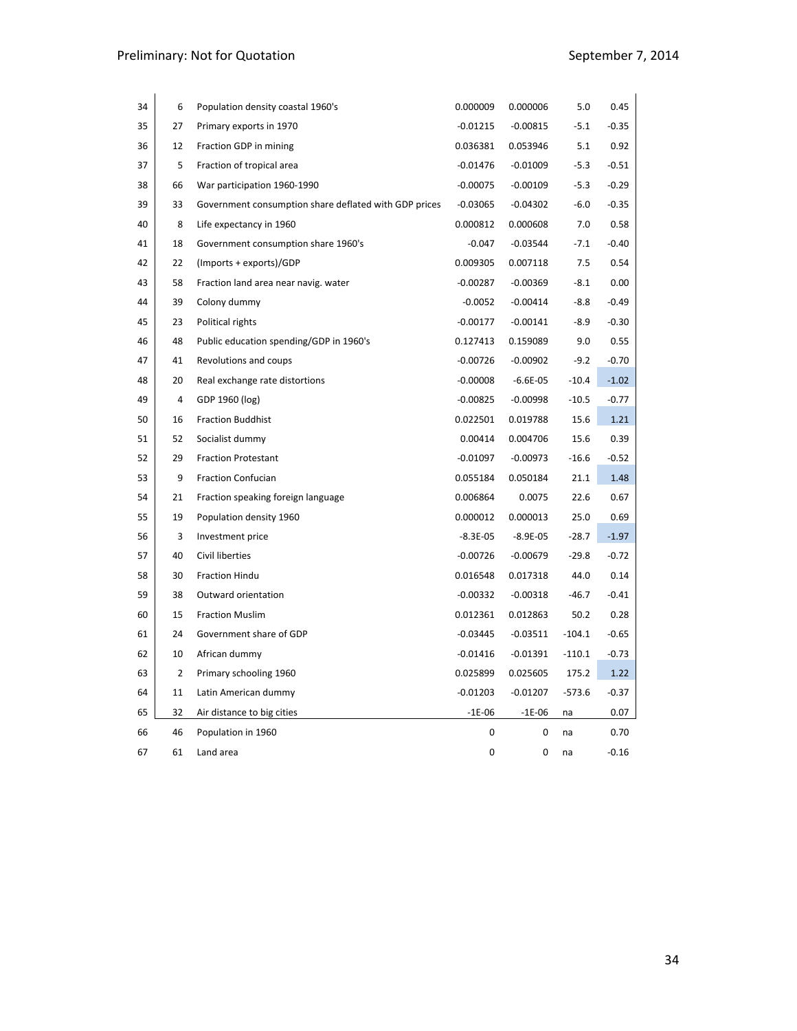| | | | | | | |
|---|---|---|---|---|---|---|
| 34 | 6 | Population density coastal 1960's | 0.000009 | 0.000006 | 5.0 | 0.45 |
| 35 | 27 | Primary exports in 1970 | -0.01215 | -0.00815 | -5.1 | -0.35 |
| 36 | 12 | Fraction GDP in mining | 0.036381 | 0.053946 | 5.1 | 0.92 |
| 37 | 5 | Fraction of tropical area | -0.01476 | -0.01009 | -5.3 | -0.51 |
| 38 | 66 | War participation 1960-1990 | -0.00075 | -0.00109 | -5.3 | -0.29 |
| 39 | 33 | Government consumption share deflated with GDP prices | -0.03065 | -0.04302 | -6.0 | -0.35 |
| 40 | 8 | Life expectancy in 1960 | 0.000812 | 0.000608 | 7.0 | 0.58 |
| 41 | 18 | Government consumption share 1960's | -0.047 | -0.03544 | -7.1 | -0.40 |
| 42 | 22 | (Imports + exports)/GDP | 0.009305 | 0.007118 | 7.5 | 0.54 |
| 43 | 58 | Fraction land area near navig. water | -0.00287 | -0.00369 | -8.1 | 0.00 |
| 44 | 39 | Colony dummy | -0.0052 | -0.00414 | -8.8 | -0.49 |
| 45 | 23 | Political rights | -0.00177 | -0.00141 | -8.9 | -0.30 |
| 46 | 48 | Public education spending/GDP in 1960's | 0.127413 | 0.159089 | 9.0 | 0.55 |
| 47 | 41 | Revolutions and coups | -0.00726 | -0.00902 | -9.2 | -0.70 |
| 48 | 20 | Real exchange rate distortions | -0.00008 | -6.6E-05 | -10.4 | -1.02 |
| 49 | 4 | GDP 1960 (log) | -0.00825 | -0.00998 | -10.5 | -0.77 |
| 50 | 16 | Fraction Buddhist | 0.022501 | 0.019788 | 15.6 | 1.21 |
| 51 | 52 | Socialist dummy | 0.00414 | 0.004706 | 15.6 | 0.39 |
| 52 | 29 | Fraction Protestant | -0.01097 | -0.00973 | -16.6 | -0.52 |
| 53 | 9 | Fraction Confucian | 0.055184 | 0.050184 | 21.1 | 1.48 |
| 54 | 21 | Fraction speaking foreign language | 0.006864 | 0.0075 | 22.6 | 0.67 |
| 55 | 19 | Population density 1960 | 0.000012 | 0.000013 | 25.0 | 0.69 |
| 56 | 3 | Investment price | -8.3E-05 | -8.9E-05 | -28.7 | -1.97 |
| 57 | 40 | Civil liberties | -0.00726 | -0.00679 | -29.8 | -0.72 |
| 58 | 30 | Fraction Hindu | 0.016548 | 0.017318 | 44.0 | 0.14 |
| 59 | 38 | Outward orientation | -0.00332 | -0.00318 | -46.7 | -0.41 |
| 60 | 15 | Fraction Muslim | 0.012361 | 0.012863 | 50.2 | 0.28 |
| 61 | 24 | Government share of GDP | -0.03445 | -0.03511 | -104.1 | -0.65 |
| 62 | 10 | African dummy | -0.01416 | -0.01391 | -110.1 | -0.73 |
| 63 | 2 | Primary schooling 1960 | 0.025899 | 0.025605 | 175.2 | 1.22 |
| 64 | 11 | Latin American dummy | -0.01203 | -0.01207 | -573.6 | -0.37 |
| 65 | 32 | Air distance to big cities | -1E-06 | -1E-06 | na | 0.07 |
| 66 | 46 | Population in 1960 | 0 | 0 | na | 0.70 |
| 67 | 61 | Land area | 0 | 0 | na | -0.16 |